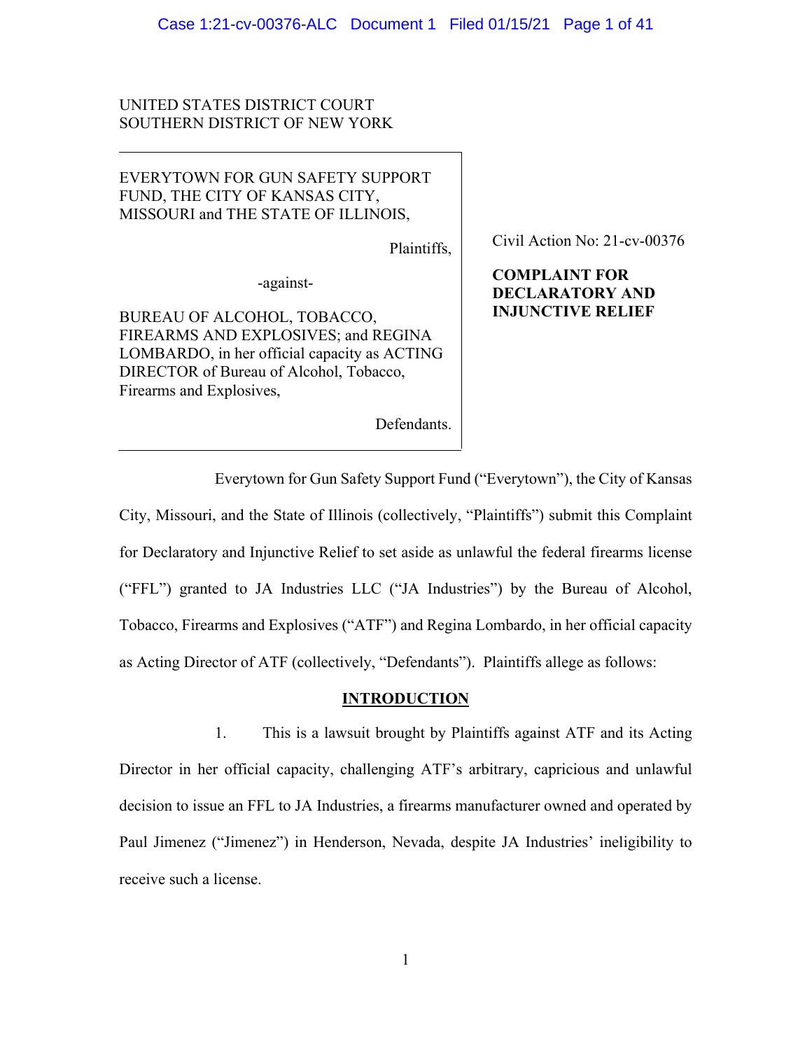UNITED STATES DISTRICT COURT
SOUTHERN DISTRICT OF NEW YORK

| | |
|---|---|
| EVERYTOWN FOR GUN SAFETY SUPPORT FUND, THE CITY OF KANSAS CITY, MISSOURI and THE STATE OF ILLINOIS,<br><br>Plaintiffs,<br><br>-against-<br><br>BUREAU OF ALCOHOL, TOBACCO, FIREARMS AND EXPLOSIVES; and REGINA LOMBARDO, in her official capacity as ACTING DIRECTOR of Bureau of Alcohol, Tobacco, Firearms and Explosives,<br><br>Defendants. | Civil Action No: 21-cv-00376<br><br>**COMPLAINT FOR DECLARATORY AND INJUNCTIVE RELIEF** |

Everytown for Gun Safety Support Fund ("Everytown"), the City of Kansas City, Missouri, and the State of Illinois (collectively, "Plaintiffs") submit this Complaint for Declaratory and Injunctive Relief to set aside as unlawful the federal firearms license ("FFL") granted to JA Industries LLC ("JA Industries") by the Bureau of Alcohol, Tobacco, Firearms and Explosives ("ATF") and Regina Lombardo, in her official capacity as Acting Director of ATF (collectively, "Defendants"). Plaintiffs allege as follows:

## INTRODUCTION

1. This is a lawsuit brought by Plaintiffs against ATF and its Acting Director in her official capacity, challenging ATF's arbitrary, capricious and unlawful decision to issue an FFL to JA Industries, a firearms manufacturer owned and operated by Paul Jimenez ("Jimenez") in Henderson, Nevada, despite JA Industries' ineligibility to receive such a license.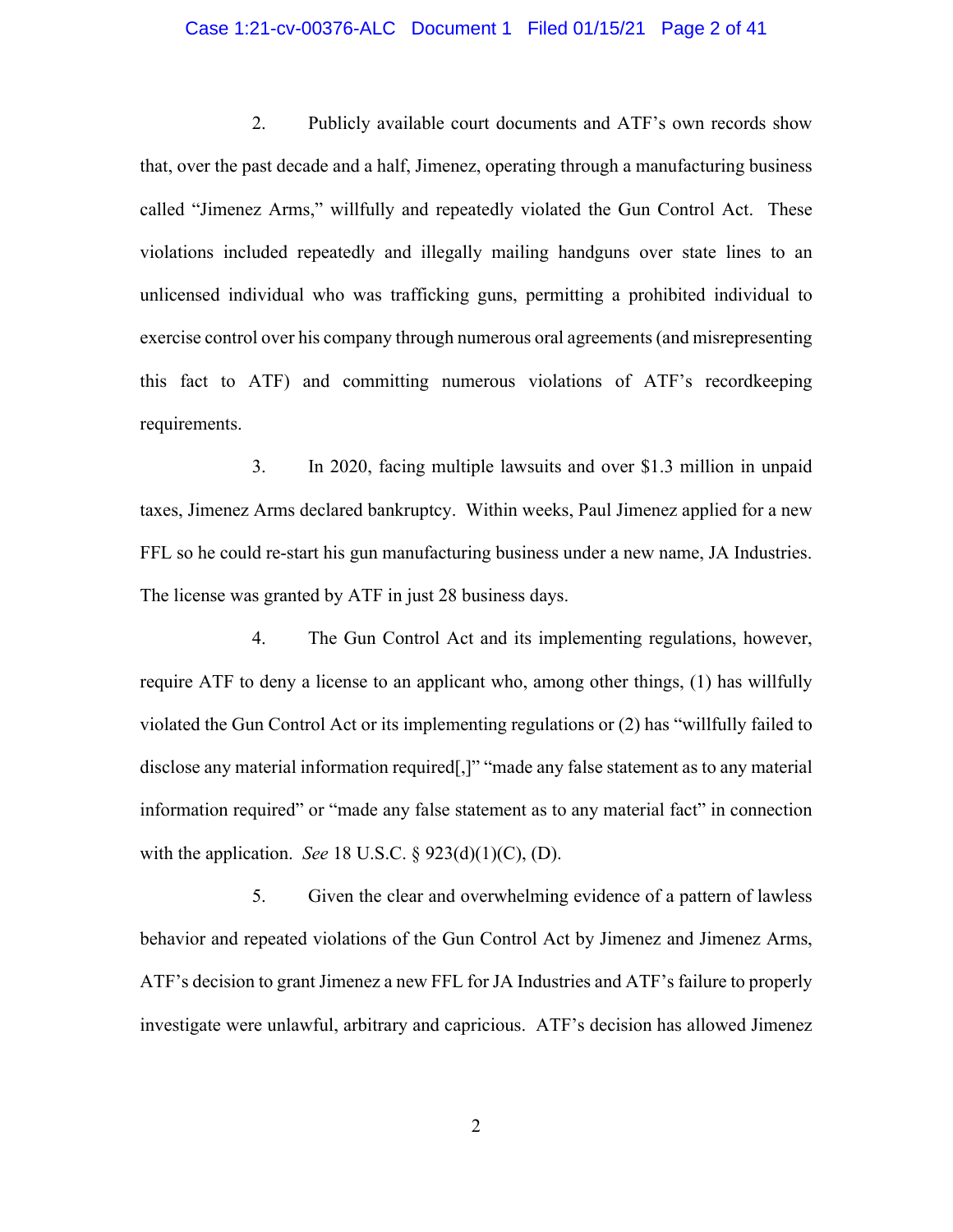2. Publicly available court documents and ATF's own records show that, over the past decade and a half, Jimenez, operating through a manufacturing business called "Jimenez Arms," willfully and repeatedly violated the Gun Control Act. These violations included repeatedly and illegally mailing handguns over state lines to an unlicensed individual who was trafficking guns, permitting a prohibited individual to exercise control over his company through numerous oral agreements (and misrepresenting this fact to ATF) and committing numerous violations of ATF's recordkeeping requirements.

3. In 2020, facing multiple lawsuits and over $1.3 million in unpaid taxes, Jimenez Arms declared bankruptcy. Within weeks, Paul Jimenez applied for a new FFL so he could re-start his gun manufacturing business under a new name, JA Industries. The license was granted by ATF in just 28 business days.

4. The Gun Control Act and its implementing regulations, however, require ATF to deny a license to an applicant who, among other things, (1) has willfully violated the Gun Control Act or its implementing regulations or (2) has "willfully failed to disclose any material information required[,]" "made any false statement as to any material information required" or "made any false statement as to any material fact" in connection with the application. *See* 18 U.S.C. § 923(d)(1)(C), (D).

5. Given the clear and overwhelming evidence of a pattern of lawless behavior and repeated violations of the Gun Control Act by Jimenez and Jimenez Arms, ATF's decision to grant Jimenez a new FFL for JA Industries and ATF's failure to properly investigate were unlawful, arbitrary and capricious. ATF's decision has allowed Jimenez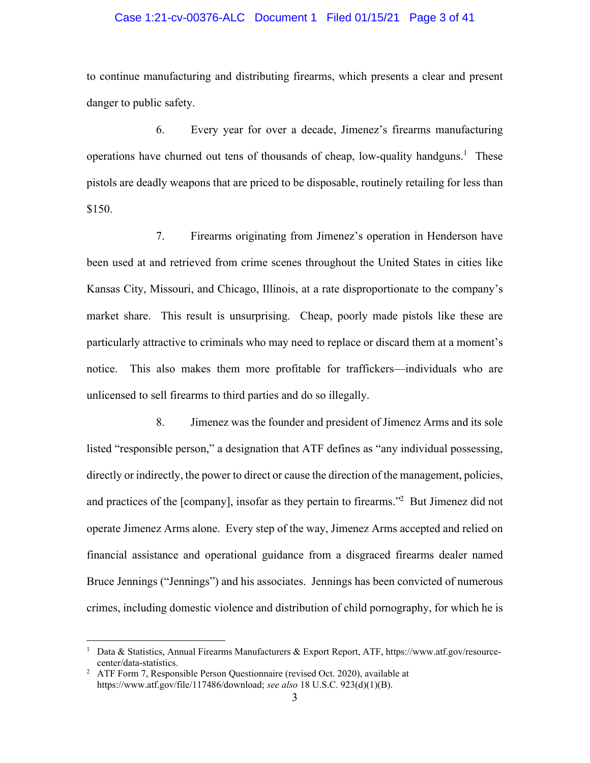to continue manufacturing and distributing firearms, which presents a clear and present danger to public safety.

6. Every year for over a decade, Jimenez's firearms manufacturing operations have churned out tens of thousands of cheap, low-quality handguns.[1] These pistols are deadly weapons that are priced to be disposable, routinely retailing for less than $150.

7. Firearms originating from Jimenez's operation in Henderson have been used at and retrieved from crime scenes throughout the United States in cities like Kansas City, Missouri, and Chicago, Illinois, at a rate disproportionate to the company's market share. This result is unsurprising. Cheap, poorly made pistols like these are particularly attractive to criminals who may need to replace or discard them at a moment's notice. This also makes them more profitable for traffickers—individuals who are unlicensed to sell firearms to third parties and do so illegally.

8. Jimenez was the founder and president of Jimenez Arms and its sole listed "responsible person," a designation that ATF defines as "any individual possessing, directly or indirectly, the power to direct or cause the direction of the management, policies, and practices of the [company], insofar as they pertain to firearms."[2] But Jimenez did not operate Jimenez Arms alone. Every step of the way, Jimenez Arms accepted and relied on financial assistance and operational guidance from a disgraced firearms dealer named Bruce Jennings ("Jennings") and his associates. Jennings has been convicted of numerous crimes, including domestic violence and distribution of child pornography, for which he is

---

[1] Data & Statistics, Annual Firearms Manufacturers & Export Report, ATF, https://www.atf.gov/resource-center/data-statistics.

[2] ATF Form 7, Responsible Person Questionnaire (revised Oct. 2020), available at https://www.atf.gov/file/117486/download; *see also* 18 U.S.C. 923(d)(1)(B).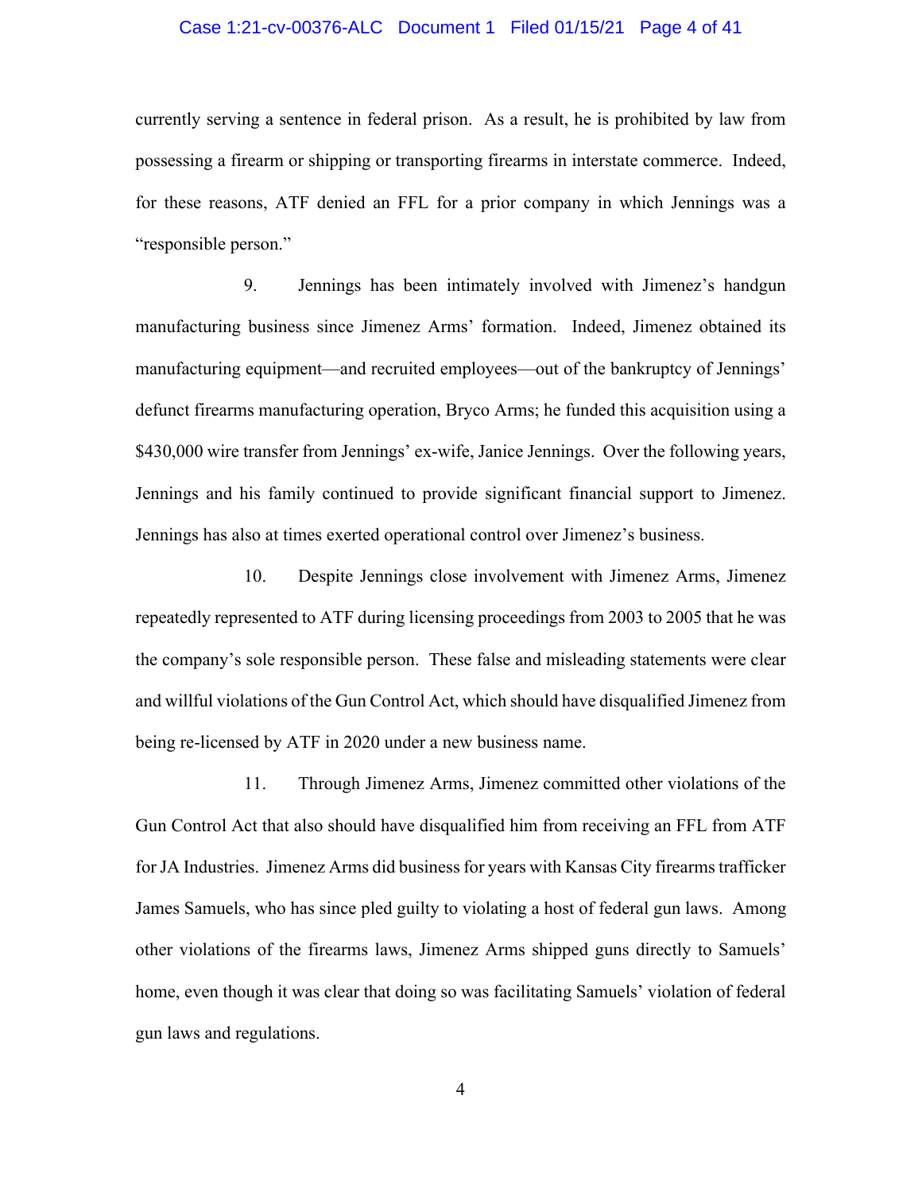currently serving a sentence in federal prison. As a result, he is prohibited by law from possessing a firearm or shipping or transporting firearms in interstate commerce. Indeed, for these reasons, ATF denied an FFL for a prior company in which Jennings was a "responsible person."

9. Jennings has been intimately involved with Jimenez's handgun manufacturing business since Jimenez Arms' formation. Indeed, Jimenez obtained its manufacturing equipment—and recruited employees—out of the bankruptcy of Jennings' defunct firearms manufacturing operation, Bryco Arms; he funded this acquisition using a $430,000 wire transfer from Jennings' ex-wife, Janice Jennings. Over the following years, Jennings and his family continued to provide significant financial support to Jimenez. Jennings has also at times exerted operational control over Jimenez's business.

10. Despite Jennings close involvement with Jimenez Arms, Jimenez repeatedly represented to ATF during licensing proceedings from 2003 to 2005 that he was the company's sole responsible person. These false and misleading statements were clear and willful violations of the Gun Control Act, which should have disqualified Jimenez from being re-licensed by ATF in 2020 under a new business name.

11. Through Jimenez Arms, Jimenez committed other violations of the Gun Control Act that also should have disqualified him from receiving an FFL from ATF for JA Industries. Jimenez Arms did business for years with Kansas City firearms trafficker James Samuels, who has since pled guilty to violating a host of federal gun laws. Among other violations of the firearms laws, Jimenez Arms shipped guns directly to Samuels' home, even though it was clear that doing so was facilitating Samuels' violation of federal gun laws and regulations.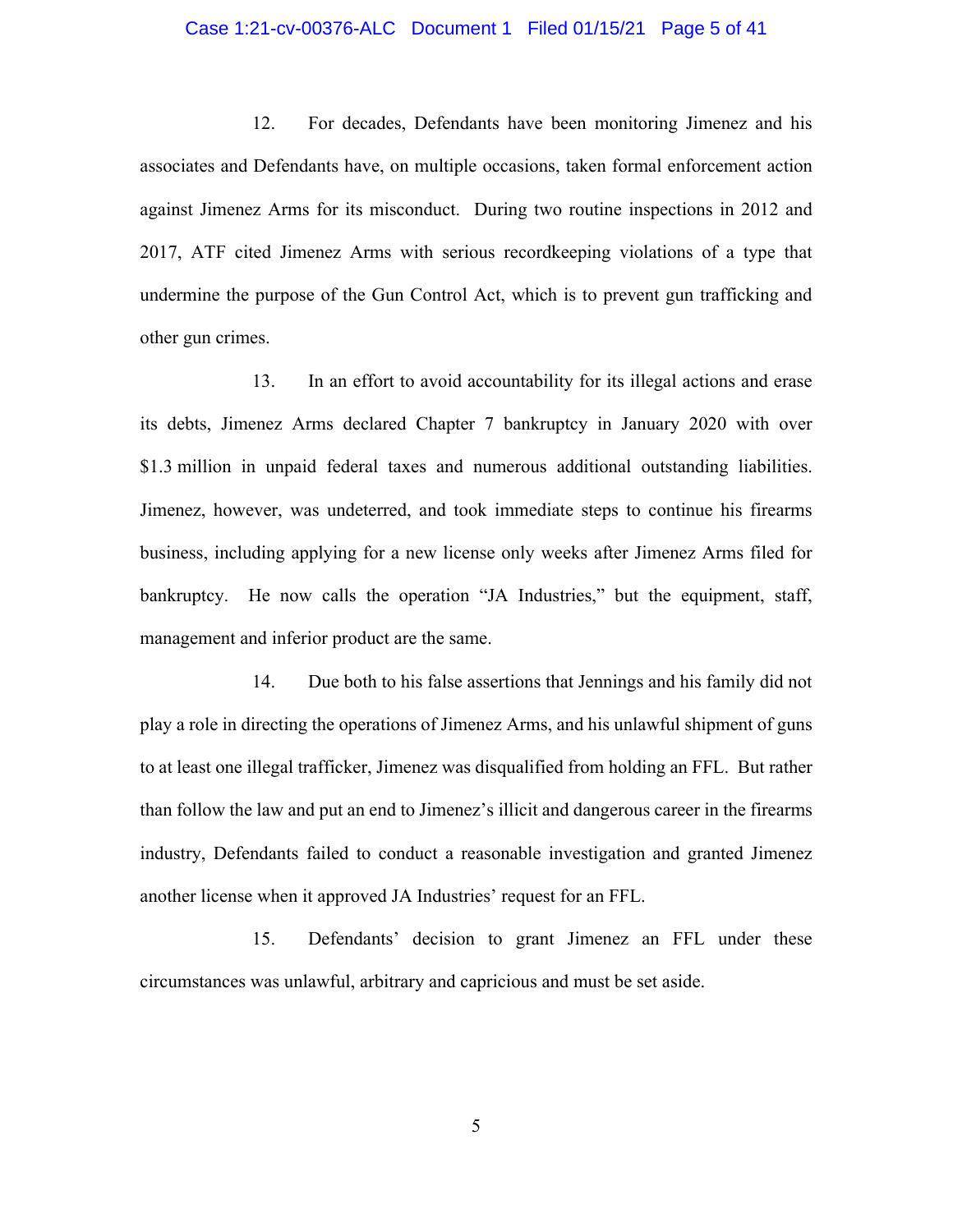12. For decades, Defendants have been monitoring Jimenez and his associates and Defendants have, on multiple occasions, taken formal enforcement action against Jimenez Arms for its misconduct. During two routine inspections in 2012 and 2017, ATF cited Jimenez Arms with serious recordkeeping violations of a type that undermine the purpose of the Gun Control Act, which is to prevent gun trafficking and other gun crimes.

13. In an effort to avoid accountability for its illegal actions and erase its debts, Jimenez Arms declared Chapter 7 bankruptcy in January 2020 with over $1.3 million in unpaid federal taxes and numerous additional outstanding liabilities. Jimenez, however, was undeterred, and took immediate steps to continue his firearms business, including applying for a new license only weeks after Jimenez Arms filed for bankruptcy. He now calls the operation "JA Industries," but the equipment, staff, management and inferior product are the same.

14. Due both to his false assertions that Jennings and his family did not play a role in directing the operations of Jimenez Arms, and his unlawful shipment of guns to at least one illegal trafficker, Jimenez was disqualified from holding an FFL. But rather than follow the law and put an end to Jimenez's illicit and dangerous career in the firearms industry, Defendants failed to conduct a reasonable investigation and granted Jimenez another license when it approved JA Industries' request for an FFL.

15. Defendants' decision to grant Jimenez an FFL under these circumstances was unlawful, arbitrary and capricious and must be set aside.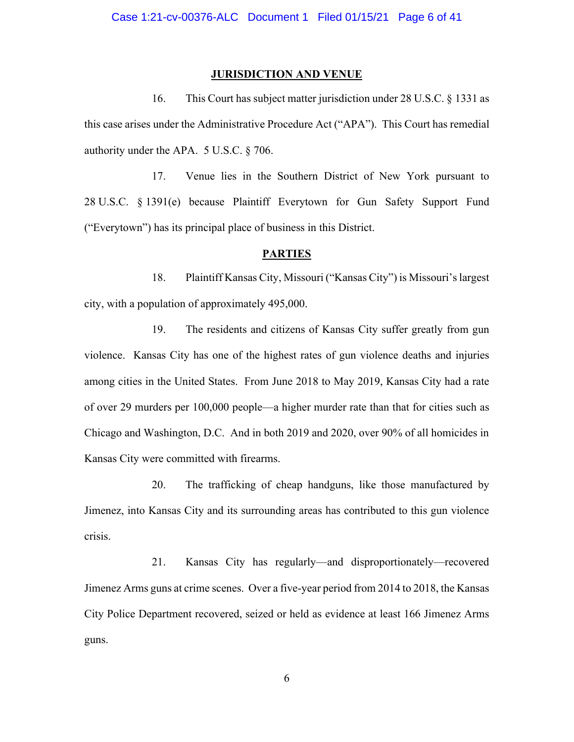## JURISDICTION AND VENUE

16. This Court has subject matter jurisdiction under 28 U.S.C. § 1331 as this case arises under the Administrative Procedure Act ("APA"). This Court has remedial authority under the APA. 5 U.S.C. § 706.

17. Venue lies in the Southern District of New York pursuant to 28 U.S.C. § 1391(e) because Plaintiff Everytown for Gun Safety Support Fund ("Everytown") has its principal place of business in this District.

## PARTIES

18. Plaintiff Kansas City, Missouri ("Kansas City") is Missouri's largest city, with a population of approximately 495,000.

19. The residents and citizens of Kansas City suffer greatly from gun violence. Kansas City has one of the highest rates of gun violence deaths and injuries among cities in the United States. From June 2018 to May 2019, Kansas City had a rate of over 29 murders per 100,000 people—a higher murder rate than that for cities such as Chicago and Washington, D.C. And in both 2019 and 2020, over 90% of all homicides in Kansas City were committed with firearms.

20. The trafficking of cheap handguns, like those manufactured by Jimenez, into Kansas City and its surrounding areas has contributed to this gun violence crisis.

21. Kansas City has regularly—and disproportionately—recovered Jimenez Arms guns at crime scenes. Over a five-year period from 2014 to 2018, the Kansas City Police Department recovered, seized or held as evidence at least 166 Jimenez Arms guns.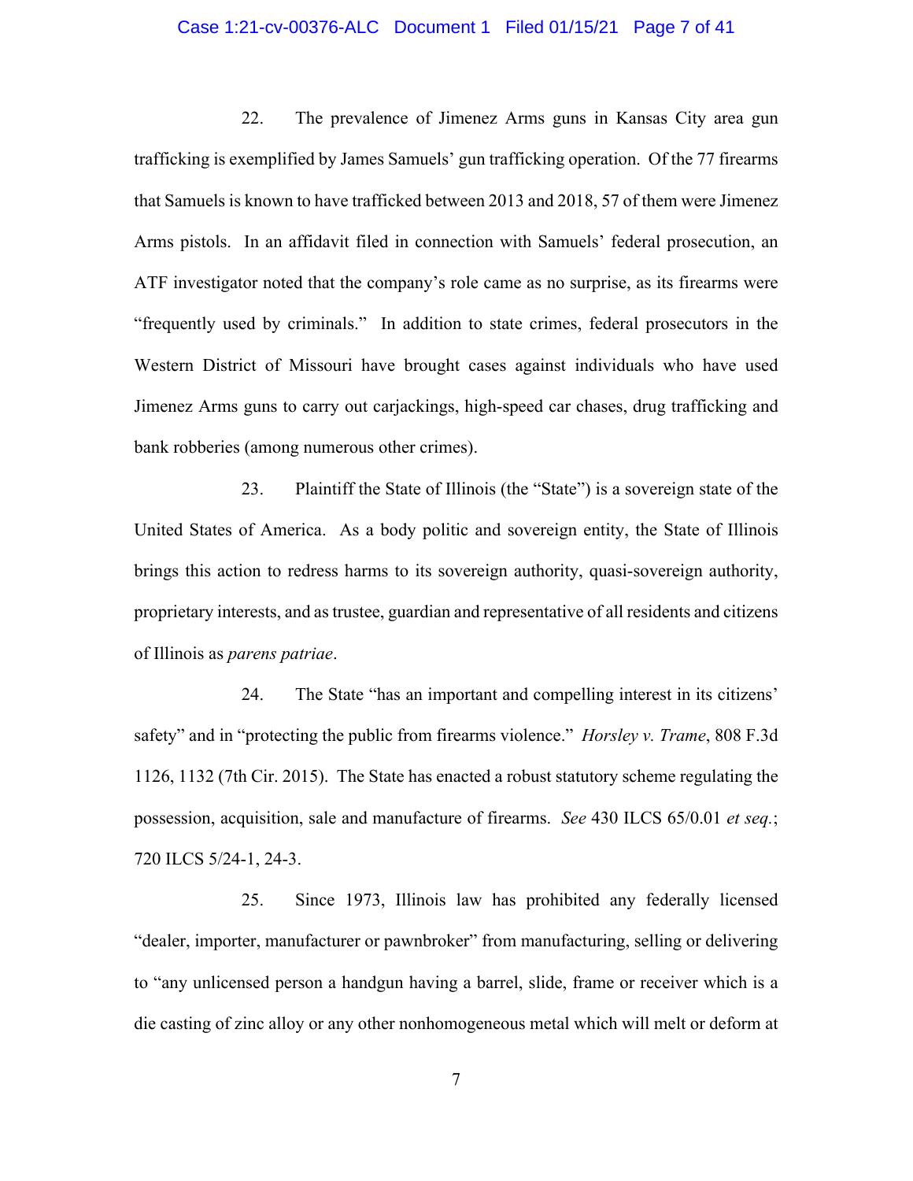22. The prevalence of Jimenez Arms guns in Kansas City area gun trafficking is exemplified by James Samuels' gun trafficking operation. Of the 77 firearms that Samuels is known to have trafficked between 2013 and 2018, 57 of them were Jimenez Arms pistols. In an affidavit filed in connection with Samuels' federal prosecution, an ATF investigator noted that the company's role came as no surprise, as its firearms were "frequently used by criminals." In addition to state crimes, federal prosecutors in the Western District of Missouri have brought cases against individuals who have used Jimenez Arms guns to carry out carjackings, high-speed car chases, drug trafficking and bank robberies (among numerous other crimes).

23. Plaintiff the State of Illinois (the "State") is a sovereign state of the United States of America. As a body politic and sovereign entity, the State of Illinois brings this action to redress harms to its sovereign authority, quasi-sovereign authority, proprietary interests, and as trustee, guardian and representative of all residents and citizens of Illinois as *parens patriae*.

24. The State "has an important and compelling interest in its citizens' safety" and in "protecting the public from firearms violence." *Horsley v. Trame*, 808 F.3d 1126, 1132 (7th Cir. 2015). The State has enacted a robust statutory scheme regulating the possession, acquisition, sale and manufacture of firearms. *See* 430 ILCS 65/0.01 *et seq.*; 720 ILCS 5/24-1, 24-3.

25. Since 1973, Illinois law has prohibited any federally licensed "dealer, importer, manufacturer or pawnbroker" from manufacturing, selling or delivering to "any unlicensed person a handgun having a barrel, slide, frame or receiver which is a die casting of zinc alloy or any other nonhomogeneous metal which will melt or deform at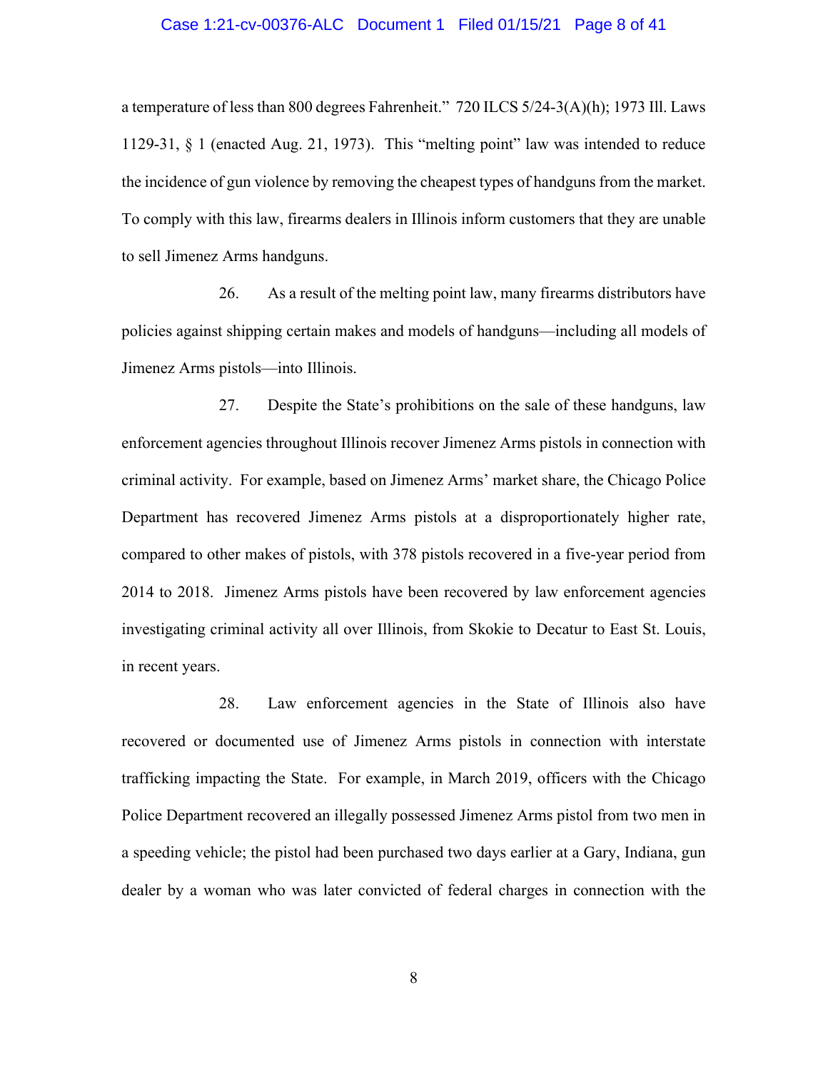a temperature of less than 800 degrees Fahrenheit." 720 ILCS 5/24-3(A)(h); 1973 Ill. Laws 1129-31, § 1 (enacted Aug. 21, 1973). This "melting point" law was intended to reduce the incidence of gun violence by removing the cheapest types of handguns from the market. To comply with this law, firearms dealers in Illinois inform customers that they are unable to sell Jimenez Arms handguns.

26. As a result of the melting point law, many firearms distributors have policies against shipping certain makes and models of handguns—including all models of Jimenez Arms pistols—into Illinois.

27. Despite the State's prohibitions on the sale of these handguns, law enforcement agencies throughout Illinois recover Jimenez Arms pistols in connection with criminal activity. For example, based on Jimenez Arms' market share, the Chicago Police Department has recovered Jimenez Arms pistols at a disproportionately higher rate, compared to other makes of pistols, with 378 pistols recovered in a five-year period from 2014 to 2018. Jimenez Arms pistols have been recovered by law enforcement agencies investigating criminal activity all over Illinois, from Skokie to Decatur to East St. Louis, in recent years.

28. Law enforcement agencies in the State of Illinois also have recovered or documented use of Jimenez Arms pistols in connection with interstate trafficking impacting the State. For example, in March 2019, officers with the Chicago Police Department recovered an illegally possessed Jimenez Arms pistol from two men in a speeding vehicle; the pistol had been purchased two days earlier at a Gary, Indiana, gun dealer by a woman who was later convicted of federal charges in connection with the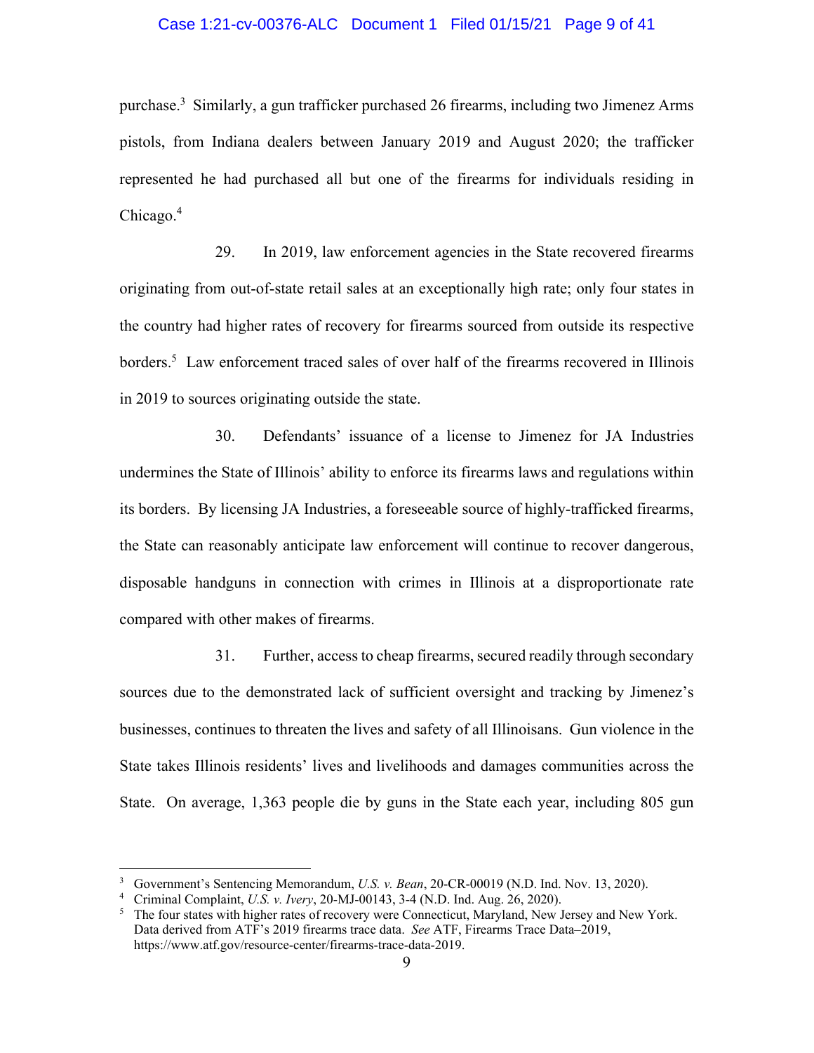purchase.[3] Similarly, a gun trafficker purchased 26 firearms, including two Jimenez Arms pistols, from Indiana dealers between January 2019 and August 2020; the trafficker represented he had purchased all but one of the firearms for individuals residing in Chicago.[4]

29. In 2019, law enforcement agencies in the State recovered firearms originating from out-of-state retail sales at an exceptionally high rate; only four states in the country had higher rates of recovery for firearms sourced from outside its respective borders.[5] Law enforcement traced sales of over half of the firearms recovered in Illinois in 2019 to sources originating outside the state.

30. Defendants' issuance of a license to Jimenez for JA Industries undermines the State of Illinois' ability to enforce its firearms laws and regulations within its borders. By licensing JA Industries, a foreseeable source of highly-trafficked firearms, the State can reasonably anticipate law enforcement will continue to recover dangerous, disposable handguns in connection with crimes in Illinois at a disproportionate rate compared with other makes of firearms.

31. Further, access to cheap firearms, secured readily through secondary sources due to the demonstrated lack of sufficient oversight and tracking by Jimenez's businesses, continues to threaten the lives and safety of all Illinoisans. Gun violence in the State takes Illinois residents' lives and livelihoods and damages communities across the State. On average, 1,363 people die by guns in the State each year, including 805 gun

---

[3] Government's Sentencing Memorandum, *U.S. v. Bean*, 20-CR-00019 (N.D. Ind. Nov. 13, 2020).

[4] Criminal Complaint, *U.S. v. Ivery*, 20-MJ-00143, 3-4 (N.D. Ind. Aug. 26, 2020).

[5] The four states with higher rates of recovery were Connecticut, Maryland, New Jersey and New York. Data derived from ATF's 2019 firearms trace data. *See* ATF, Firearms Trace Data–2019, https://www.atf.gov/resource-center/firearms-trace-data-2019.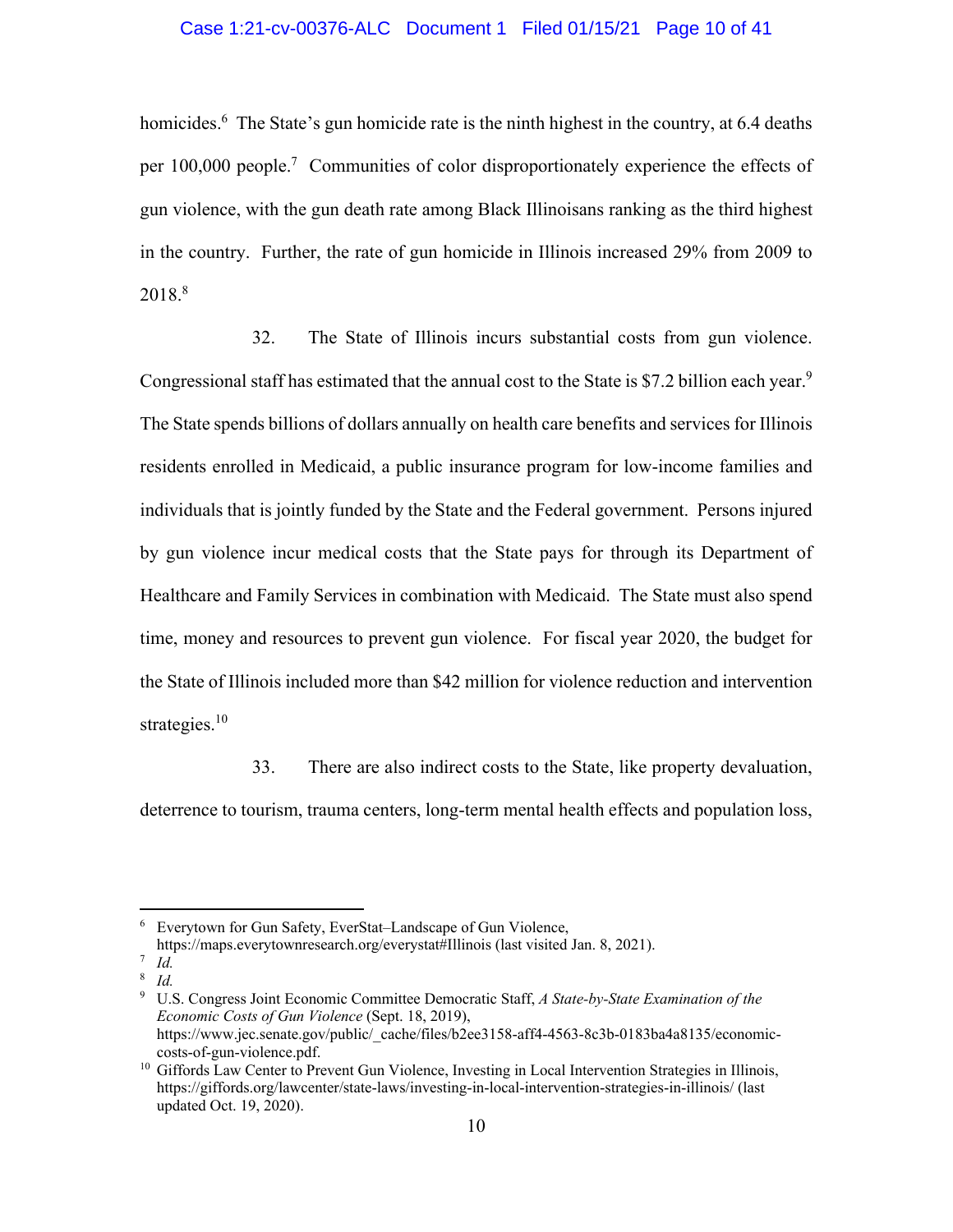homicides.[6] The State's gun homicide rate is the ninth highest in the country, at 6.4 deaths per 100,000 people.[7] Communities of color disproportionately experience the effects of gun violence, with the gun death rate among Black Illinoisans ranking as the third highest in the country. Further, the rate of gun homicide in Illinois increased 29% from 2009 to 2018.[8]

32. The State of Illinois incurs substantial costs from gun violence. Congressional staff has estimated that the annual cost to the State is $7.2 billion each year.[9] The State spends billions of dollars annually on health care benefits and services for Illinois residents enrolled in Medicaid, a public insurance program for low-income families and individuals that is jointly funded by the State and the Federal government. Persons injured by gun violence incur medical costs that the State pays for through its Department of Healthcare and Family Services in combination with Medicaid. The State must also spend time, money and resources to prevent gun violence. For fiscal year 2020, the budget for the State of Illinois included more than $42 million for violence reduction and intervention strategies.[10]

33. There are also indirect costs to the State, like property devaluation, deterrence to tourism, trauma centers, long-term mental health effects and population loss,

---

[6] Everytown for Gun Safety, EverStat–Landscape of Gun Violence, https://maps.everytownresearch.org/everystat#Illinois (last visited Jan. 8, 2021).

[7] *Id.*

[8] *Id.*

[9] U.S. Congress Joint Economic Committee Democratic Staff, *A State-by-State Examination of the Economic Costs of Gun Violence* (Sept. 18, 2019), https://www.jec.senate.gov/public/_cache/files/b2ee3158-aff4-4563-8c3b-0183ba4a8135/economic-costs-of-gun-violence.pdf.

[10] Giffords Law Center to Prevent Gun Violence, Investing in Local Intervention Strategies in Illinois, https://giffords.org/lawcenter/state-laws/investing-in-local-intervention-strategies-in-illinois/ (last updated Oct. 19, 2020).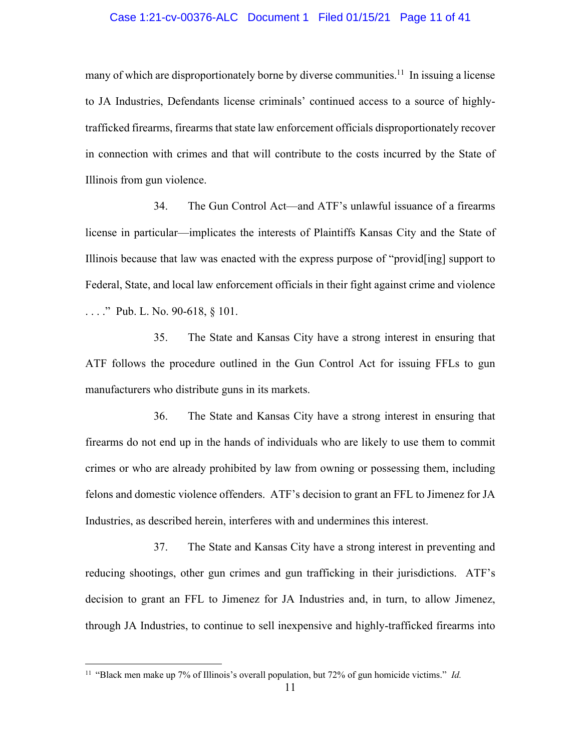many of which are disproportionately borne by diverse communities.[11] In issuing a license to JA Industries, Defendants license criminals' continued access to a source of highly-trafficked firearms, firearms that state law enforcement officials disproportionately recover in connection with crimes and that will contribute to the costs incurred by the State of Illinois from gun violence.

34. The Gun Control Act—and ATF's unlawful issuance of a firearms license in particular—implicates the interests of Plaintiffs Kansas City and the State of Illinois because that law was enacted with the express purpose of "provid[ing] support to Federal, State, and local law enforcement officials in their fight against crime and violence . . . ." Pub. L. No. 90-618, § 101.

35. The State and Kansas City have a strong interest in ensuring that ATF follows the procedure outlined in the Gun Control Act for issuing FFLs to gun manufacturers who distribute guns in its markets.

36. The State and Kansas City have a strong interest in ensuring that firearms do not end up in the hands of individuals who are likely to use them to commit crimes or who are already prohibited by law from owning or possessing them, including felons and domestic violence offenders. ATF's decision to grant an FFL to Jimenez for JA Industries, as described herein, interferes with and undermines this interest.

37. The State and Kansas City have a strong interest in preventing and reducing shootings, other gun crimes and gun trafficking in their jurisdictions. ATF's decision to grant an FFL to Jimenez for JA Industries and, in turn, to allow Jimenez, through JA Industries, to continue to sell inexpensive and highly-trafficked firearms into

---

[11] "Black men make up 7% of Illinois's overall population, but 72% of gun homicide victims." *Id.*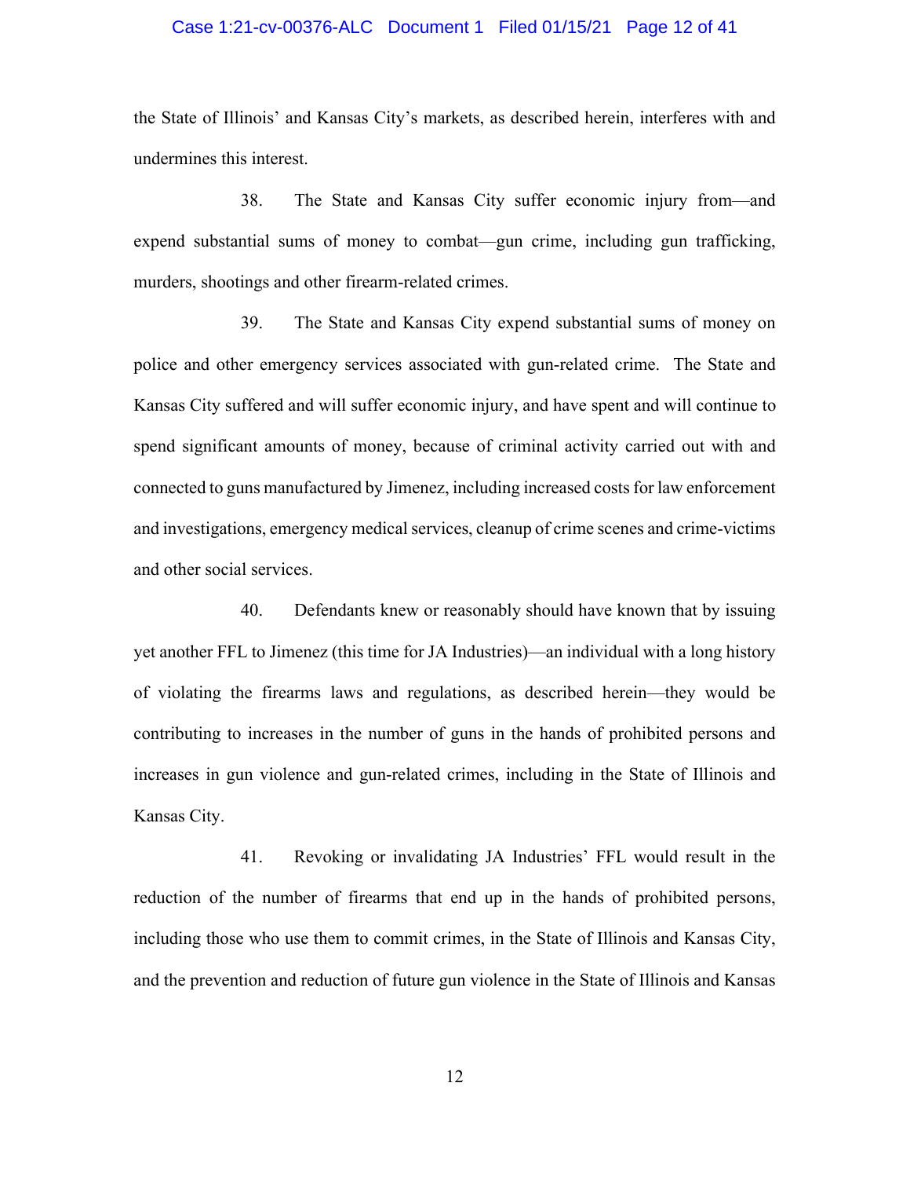the State of Illinois' and Kansas City's markets, as described herein, interferes with and undermines this interest.

38. The State and Kansas City suffer economic injury from—and expend substantial sums of money to combat—gun crime, including gun trafficking, murders, shootings and other firearm-related crimes.

39. The State and Kansas City expend substantial sums of money on police and other emergency services associated with gun-related crime. The State and Kansas City suffered and will suffer economic injury, and have spent and will continue to spend significant amounts of money, because of criminal activity carried out with and connected to guns manufactured by Jimenez, including increased costs for law enforcement and investigations, emergency medical services, cleanup of crime scenes and crime-victims and other social services.

40. Defendants knew or reasonably should have known that by issuing yet another FFL to Jimenez (this time for JA Industries)—an individual with a long history of violating the firearms laws and regulations, as described herein—they would be contributing to increases in the number of guns in the hands of prohibited persons and increases in gun violence and gun-related crimes, including in the State of Illinois and Kansas City.

41. Revoking or invalidating JA Industries' FFL would result in the reduction of the number of firearms that end up in the hands of prohibited persons, including those who use them to commit crimes, in the State of Illinois and Kansas City, and the prevention and reduction of future gun violence in the State of Illinois and Kansas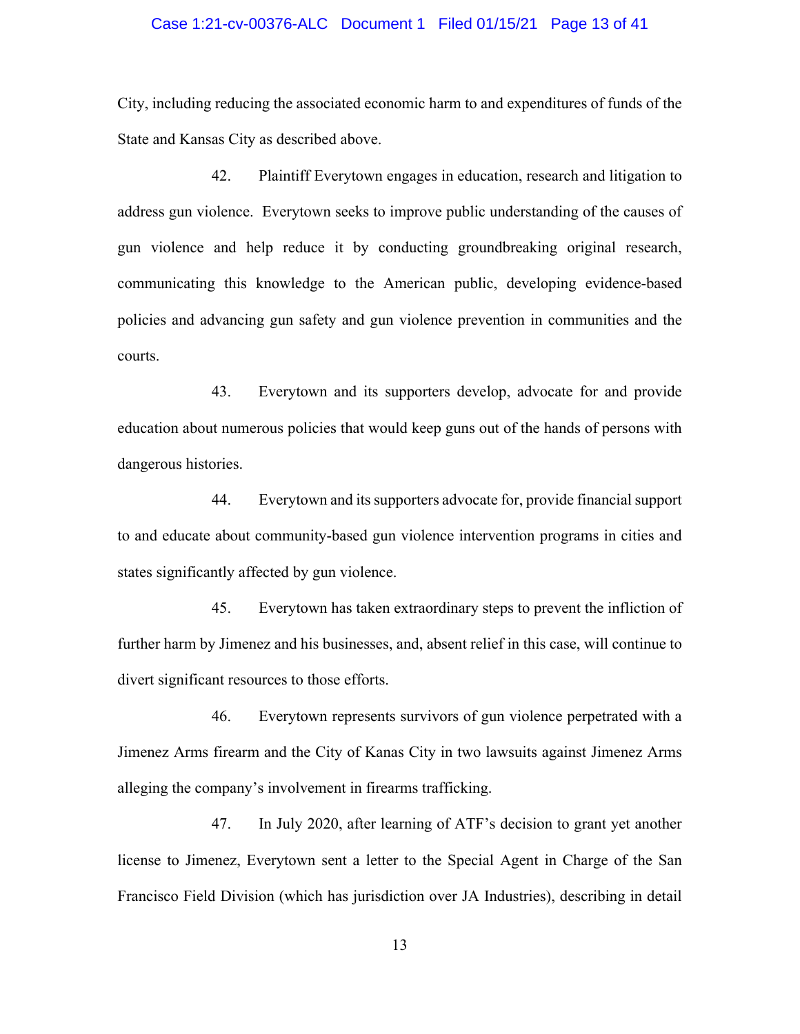City, including reducing the associated economic harm to and expenditures of funds of the State and Kansas City as described above.

42. Plaintiff Everytown engages in education, research and litigation to address gun violence. Everytown seeks to improve public understanding of the causes of gun violence and help reduce it by conducting groundbreaking original research, communicating this knowledge to the American public, developing evidence-based policies and advancing gun safety and gun violence prevention in communities and the courts.

43. Everytown and its supporters develop, advocate for and provide education about numerous policies that would keep guns out of the hands of persons with dangerous histories.

44. Everytown and its supporters advocate for, provide financial support to and educate about community-based gun violence intervention programs in cities and states significantly affected by gun violence.

45. Everytown has taken extraordinary steps to prevent the infliction of further harm by Jimenez and his businesses, and, absent relief in this case, will continue to divert significant resources to those efforts.

46. Everytown represents survivors of gun violence perpetrated with a Jimenez Arms firearm and the City of Kanas City in two lawsuits against Jimenez Arms alleging the company's involvement in firearms trafficking.

47. In July 2020, after learning of ATF's decision to grant yet another license to Jimenez, Everytown sent a letter to the Special Agent in Charge of the San Francisco Field Division (which has jurisdiction over JA Industries), describing in detail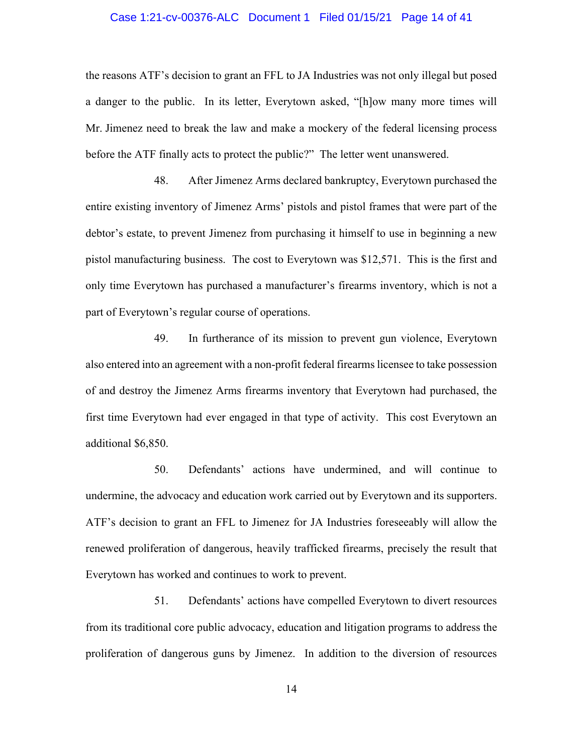the reasons ATF's decision to grant an FFL to JA Industries was not only illegal but posed a danger to the public. In its letter, Everytown asked, "[h]ow many more times will Mr. Jimenez need to break the law and make a mockery of the federal licensing process before the ATF finally acts to protect the public?" The letter went unanswered.

48. After Jimenez Arms declared bankruptcy, Everytown purchased the entire existing inventory of Jimenez Arms' pistols and pistol frames that were part of the debtor's estate, to prevent Jimenez from purchasing it himself to use in beginning a new pistol manufacturing business. The cost to Everytown was $12,571. This is the first and only time Everytown has purchased a manufacturer's firearms inventory, which is not a part of Everytown's regular course of operations.

49. In furtherance of its mission to prevent gun violence, Everytown also entered into an agreement with a non-profit federal firearms licensee to take possession of and destroy the Jimenez Arms firearms inventory that Everytown had purchased, the first time Everytown had ever engaged in that type of activity. This cost Everytown an additional $6,850.

50. Defendants' actions have undermined, and will continue to undermine, the advocacy and education work carried out by Everytown and its supporters. ATF's decision to grant an FFL to Jimenez for JA Industries foreseeably will allow the renewed proliferation of dangerous, heavily trafficked firearms, precisely the result that Everytown has worked and continues to work to prevent.

51. Defendants' actions have compelled Everytown to divert resources from its traditional core public advocacy, education and litigation programs to address the proliferation of dangerous guns by Jimenez. In addition to the diversion of resources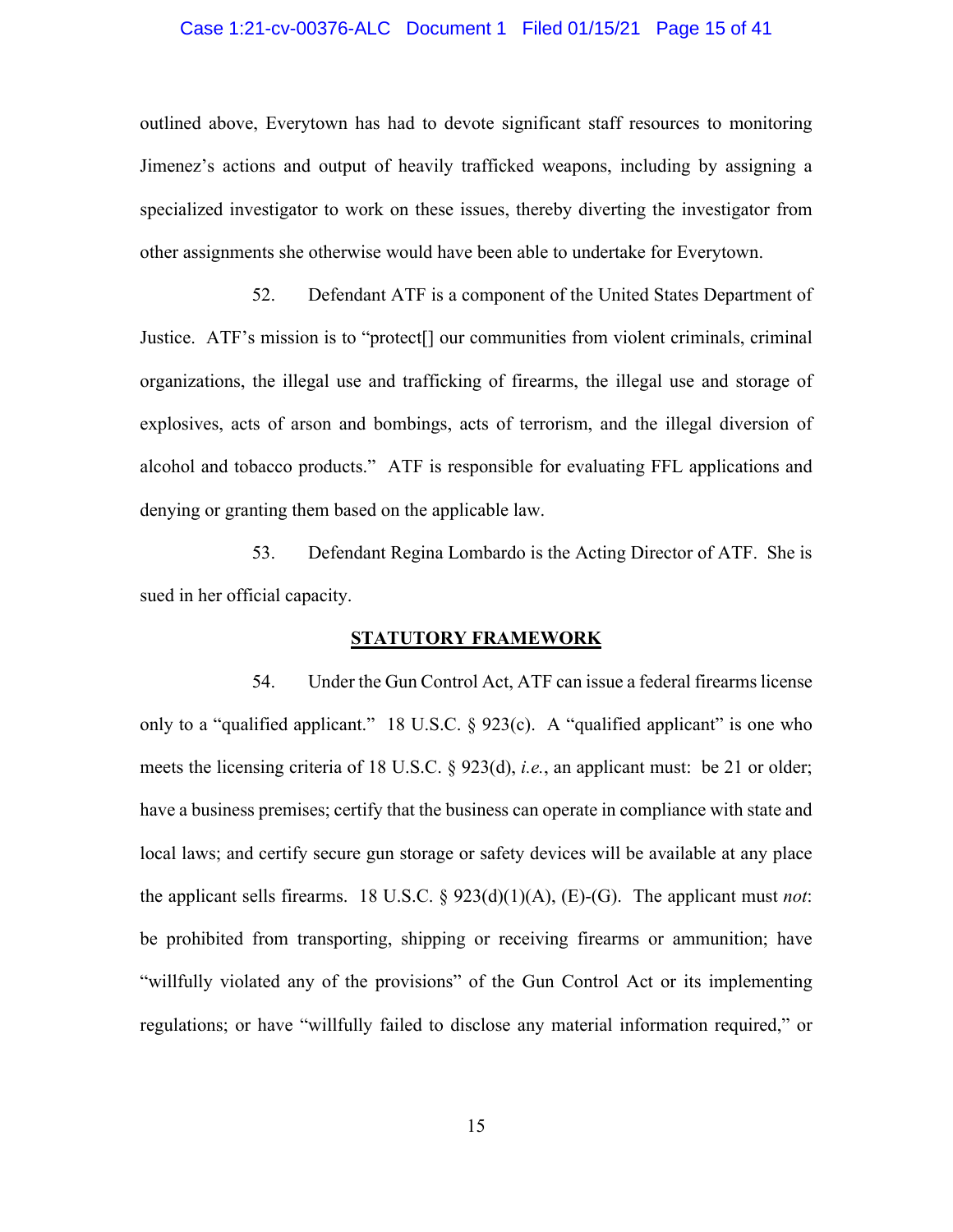outlined above, Everytown has had to devote significant staff resources to monitoring Jimenez's actions and output of heavily trafficked weapons, including by assigning a specialized investigator to work on these issues, thereby diverting the investigator from other assignments she otherwise would have been able to undertake for Everytown.

52. Defendant ATF is a component of the United States Department of Justice. ATF's mission is to "protect[] our communities from violent criminals, criminal organizations, the illegal use and trafficking of firearms, the illegal use and storage of explosives, acts of arson and bombings, acts of terrorism, and the illegal diversion of alcohol and tobacco products." ATF is responsible for evaluating FFL applications and denying or granting them based on the applicable law.

53. Defendant Regina Lombardo is the Acting Director of ATF. She is sued in her official capacity.

## STATUTORY FRAMEWORK

54. Under the Gun Control Act, ATF can issue a federal firearms license only to a "qualified applicant." 18 U.S.C. § 923(c). A "qualified applicant" is one who meets the licensing criteria of 18 U.S.C. § 923(d), *i.e.*, an applicant must: be 21 or older; have a business premises; certify that the business can operate in compliance with state and local laws; and certify secure gun storage or safety devices will be available at any place the applicant sells firearms. 18 U.S.C. § 923(d)(1)(A), (E)-(G). The applicant must *not*: be prohibited from transporting, shipping or receiving firearms or ammunition; have "willfully violated any of the provisions" of the Gun Control Act or its implementing regulations; or have "willfully failed to disclose any material information required," or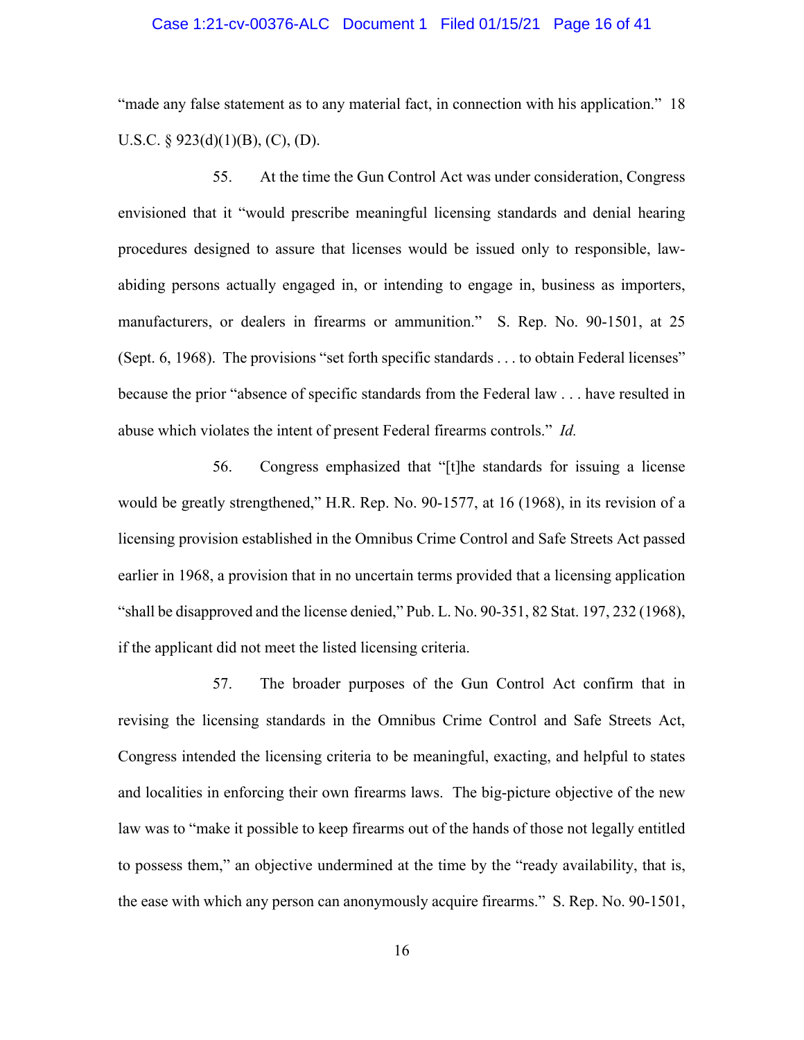"made any false statement as to any material fact, in connection with his application." 18 U.S.C. § 923(d)(1)(B), (C), (D).

55. At the time the Gun Control Act was under consideration, Congress envisioned that it "would prescribe meaningful licensing standards and denial hearing procedures designed to assure that licenses would be issued only to responsible, law-abiding persons actually engaged in, or intending to engage in, business as importers, manufacturers, or dealers in firearms or ammunition." S. Rep. No. 90-1501, at 25 (Sept. 6, 1968). The provisions "set forth specific standards . . . to obtain Federal licenses" because the prior "absence of specific standards from the Federal law . . . have resulted in abuse which violates the intent of present Federal firearms controls." *Id.*

56. Congress emphasized that "[t]he standards for issuing a license would be greatly strengthened," H.R. Rep. No. 90-1577, at 16 (1968), in its revision of a licensing provision established in the Omnibus Crime Control and Safe Streets Act passed earlier in 1968, a provision that in no uncertain terms provided that a licensing application "shall be disapproved and the license denied," Pub. L. No. 90-351, 82 Stat. 197, 232 (1968), if the applicant did not meet the listed licensing criteria.

57. The broader purposes of the Gun Control Act confirm that in revising the licensing standards in the Omnibus Crime Control and Safe Streets Act, Congress intended the licensing criteria to be meaningful, exacting, and helpful to states and localities in enforcing their own firearms laws. The big-picture objective of the new law was to "make it possible to keep firearms out of the hands of those not legally entitled to possess them," an objective undermined at the time by the "ready availability, that is, the ease with which any person can anonymously acquire firearms." S. Rep. No. 90-1501,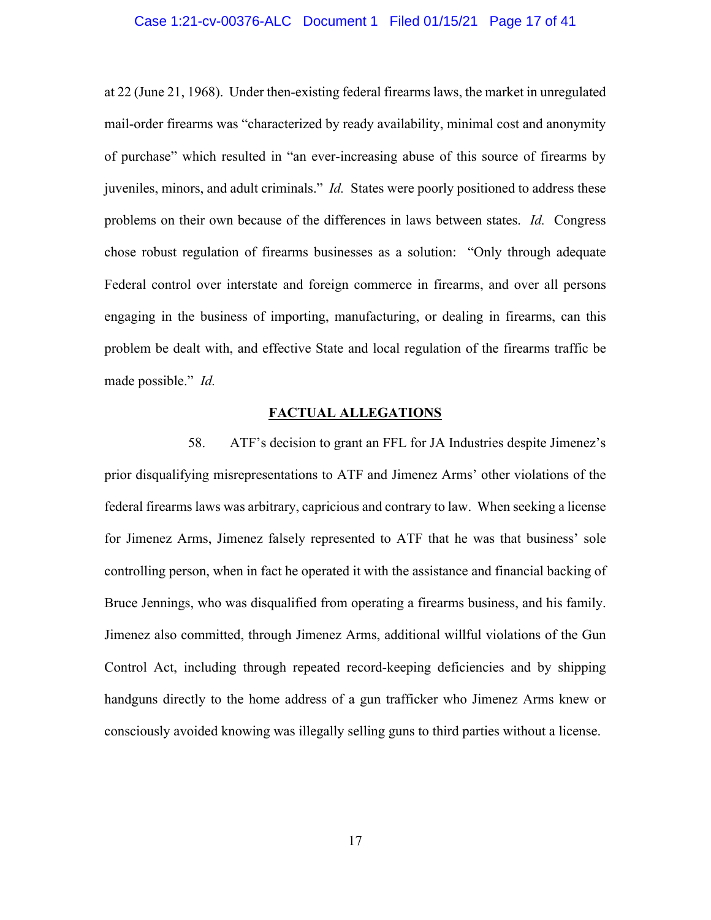at 22 (June 21, 1968). Under then-existing federal firearms laws, the market in unregulated mail-order firearms was "characterized by ready availability, minimal cost and anonymity of purchase" which resulted in "an ever-increasing abuse of this source of firearms by juveniles, minors, and adult criminals." *Id.* States were poorly positioned to address these problems on their own because of the differences in laws between states. *Id.* Congress chose robust regulation of firearms businesses as a solution: "Only through adequate Federal control over interstate and foreign commerce in firearms, and over all persons engaging in the business of importing, manufacturing, or dealing in firearms, can this problem be dealt with, and effective State and local regulation of the firearms traffic be made possible." *Id.*

## FACTUAL ALLEGATIONS

58. ATF's decision to grant an FFL for JA Industries despite Jimenez's prior disqualifying misrepresentations to ATF and Jimenez Arms' other violations of the federal firearms laws was arbitrary, capricious and contrary to law. When seeking a license for Jimenez Arms, Jimenez falsely represented to ATF that he was that business' sole controlling person, when in fact he operated it with the assistance and financial backing of Bruce Jennings, who was disqualified from operating a firearms business, and his family. Jimenez also committed, through Jimenez Arms, additional willful violations of the Gun Control Act, including through repeated record-keeping deficiencies and by shipping handguns directly to the home address of a gun trafficker who Jimenez Arms knew or consciously avoided knowing was illegally selling guns to third parties without a license.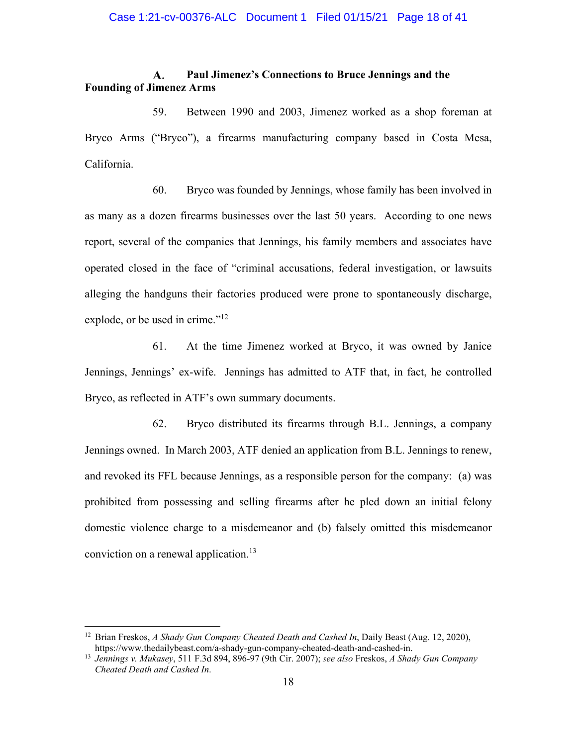### A. Paul Jimenez's Connections to Bruce Jennings and the Founding of Jimenez Arms

59. Between 1990 and 2003, Jimenez worked as a shop foreman at Bryco Arms ("Bryco"), a firearms manufacturing company based in Costa Mesa, California.

60. Bryco was founded by Jennings, whose family has been involved in as many as a dozen firearms businesses over the last 50 years. According to one news report, several of the companies that Jennings, his family members and associates have operated closed in the face of "criminal accusations, federal investigation, or lawsuits alleging the handguns their factories produced were prone to spontaneously discharge, explode, or be used in crime."[12]

61. At the time Jimenez worked at Bryco, it was owned by Janice Jennings, Jennings' ex-wife. Jennings has admitted to ATF that, in fact, he controlled Bryco, as reflected in ATF's own summary documents.

62. Bryco distributed its firearms through B.L. Jennings, a company Jennings owned. In March 2003, ATF denied an application from B.L. Jennings to renew, and revoked its FFL because Jennings, as a responsible person for the company: (a) was prohibited from possessing and selling firearms after he pled down an initial felony domestic violence charge to a misdemeanor and (b) falsely omitted this misdemeanor conviction on a renewal application.[13]

---

[12] Brian Freskos, *A Shady Gun Company Cheated Death and Cashed In*, Daily Beast (Aug. 12, 2020), https://www.thedailybeast.com/a-shady-gun-company-cheated-death-and-cashed-in.

[13] *Jennings v. Mukasey*, 511 F.3d 894, 896-97 (9th Cir. 2007); *see also* Freskos, *A Shady Gun Company Cheated Death and Cashed In*.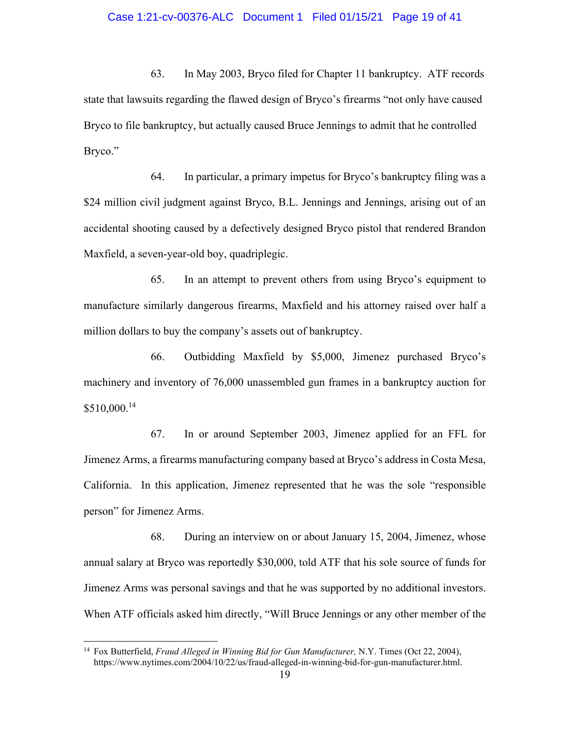63. In May 2003, Bryco filed for Chapter 11 bankruptcy. ATF records state that lawsuits regarding the flawed design of Bryco's firearms "not only have caused Bryco to file bankruptcy, but actually caused Bruce Jennings to admit that he controlled Bryco."

64. In particular, a primary impetus for Bryco's bankruptcy filing was a $24 million civil judgment against Bryco, B.L. Jennings and Jennings, arising out of an accidental shooting caused by a defectively designed Bryco pistol that rendered Brandon Maxfield, a seven-year-old boy, quadriplegic.

65. In an attempt to prevent others from using Bryco's equipment to manufacture similarly dangerous firearms, Maxfield and his attorney raised over half a million dollars to buy the company's assets out of bankruptcy.

66. Outbidding Maxfield by $5,000, Jimenez purchased Bryco's machinery and inventory of 76,000 unassembled gun frames in a bankruptcy auction for $510,000.[14]

67. In or around September 2003, Jimenez applied for an FFL for Jimenez Arms, a firearms manufacturing company based at Bryco's address in Costa Mesa, California. In this application, Jimenez represented that he was the sole "responsible person" for Jimenez Arms.

68. During an interview on or about January 15, 2004, Jimenez, whose annual salary at Bryco was reportedly $30,000, told ATF that his sole source of funds for Jimenez Arms was personal savings and that he was supported by no additional investors. When ATF officials asked him directly, "Will Bruce Jennings or any other member of the

---

[14] Fox Butterfield, *Fraud Alleged in Winning Bid for Gun Manufacturer,* N.Y. Times (Oct 22, 2004), https://www.nytimes.com/2004/10/22/us/fraud-alleged-in-winning-bid-for-gun-manufacturer.html.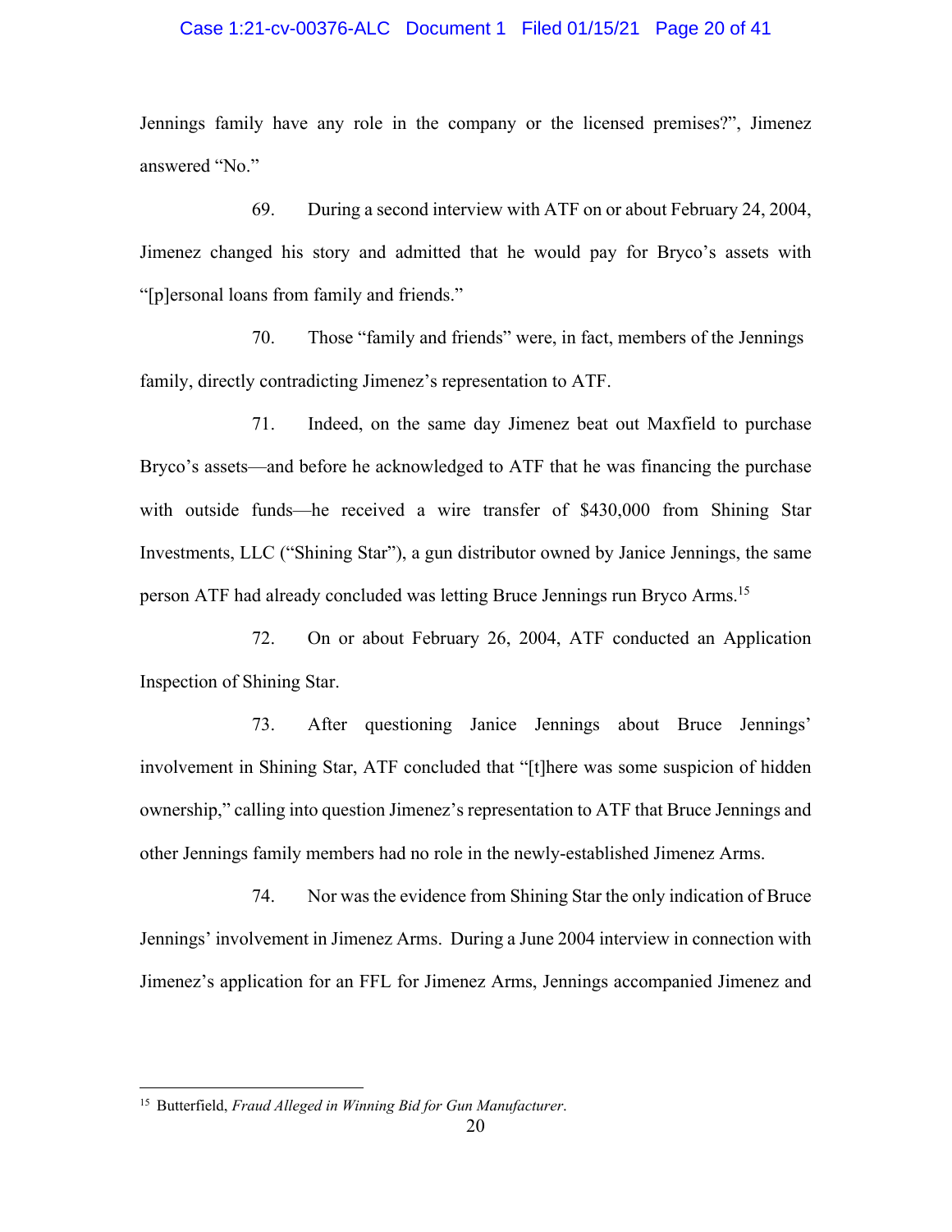Jennings family have any role in the company or the licensed premises?", Jimenez answered "No."

69. During a second interview with ATF on or about February 24, 2004, Jimenez changed his story and admitted that he would pay for Bryco's assets with "[p]ersonal loans from family and friends."

70. Those "family and friends" were, in fact, members of the Jennings family, directly contradicting Jimenez's representation to ATF.

71. Indeed, on the same day Jimenez beat out Maxfield to purchase Bryco's assets—and before he acknowledged to ATF that he was financing the purchase with outside funds—he received a wire transfer of $430,000 from Shining Star Investments, LLC ("Shining Star"), a gun distributor owned by Janice Jennings, the same person ATF had already concluded was letting Bruce Jennings run Bryco Arms.[15]

72. On or about February 26, 2004, ATF conducted an Application Inspection of Shining Star.

73. After questioning Janice Jennings about Bruce Jennings' involvement in Shining Star, ATF concluded that "[t]here was some suspicion of hidden ownership," calling into question Jimenez's representation to ATF that Bruce Jennings and other Jennings family members had no role in the newly-established Jimenez Arms.

74. Nor was the evidence from Shining Star the only indication of Bruce Jennings' involvement in Jimenez Arms. During a June 2004 interview in connection with Jimenez's application for an FFL for Jimenez Arms, Jennings accompanied Jimenez and

[15] Butterfield, *Fraud Alleged in Winning Bid for Gun Manufacturer*.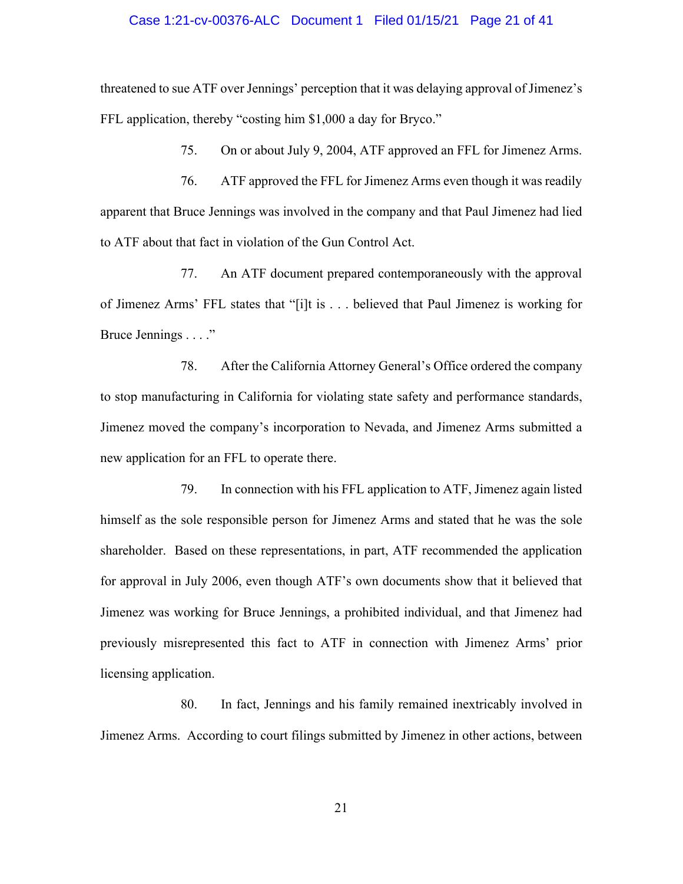threatened to sue ATF over Jennings' perception that it was delaying approval of Jimenez's FFL application, thereby "costing him $1,000 a day for Bryco."

75. On or about July 9, 2004, ATF approved an FFL for Jimenez Arms.

76. ATF approved the FFL for Jimenez Arms even though it was readily apparent that Bruce Jennings was involved in the company and that Paul Jimenez had lied to ATF about that fact in violation of the Gun Control Act.

77. An ATF document prepared contemporaneously with the approval of Jimenez Arms' FFL states that "[i]t is . . . believed that Paul Jimenez is working for Bruce Jennings . . . ."

78. After the California Attorney General's Office ordered the company to stop manufacturing in California for violating state safety and performance standards, Jimenez moved the company's incorporation to Nevada, and Jimenez Arms submitted a new application for an FFL to operate there.

79. In connection with his FFL application to ATF, Jimenez again listed himself as the sole responsible person for Jimenez Arms and stated that he was the sole shareholder. Based on these representations, in part, ATF recommended the application for approval in July 2006, even though ATF's own documents show that it believed that Jimenez was working for Bruce Jennings, a prohibited individual, and that Jimenez had previously misrepresented this fact to ATF in connection with Jimenez Arms' prior licensing application.

80. In fact, Jennings and his family remained inextricably involved in Jimenez Arms. According to court filings submitted by Jimenez in other actions, between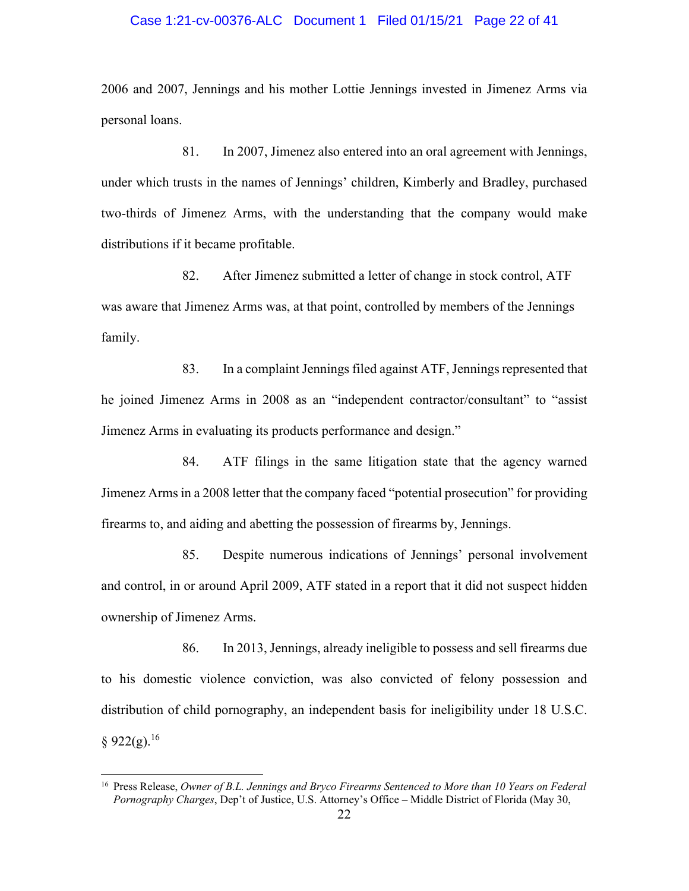2006 and 2007, Jennings and his mother Lottie Jennings invested in Jimenez Arms via personal loans.

81. In 2007, Jimenez also entered into an oral agreement with Jennings, under which trusts in the names of Jennings' children, Kimberly and Bradley, purchased two-thirds of Jimenez Arms, with the understanding that the company would make distributions if it became profitable.

82. After Jimenez submitted a letter of change in stock control, ATF was aware that Jimenez Arms was, at that point, controlled by members of the Jennings family.

83. In a complaint Jennings filed against ATF, Jennings represented that he joined Jimenez Arms in 2008 as an "independent contractor/consultant" to "assist Jimenez Arms in evaluating its products performance and design."

84. ATF filings in the same litigation state that the agency warned Jimenez Arms in a 2008 letter that the company faced "potential prosecution" for providing firearms to, and aiding and abetting the possession of firearms by, Jennings.

85. Despite numerous indications of Jennings' personal involvement and control, in or around April 2009, ATF stated in a report that it did not suspect hidden ownership of Jimenez Arms.

86. In 2013, Jennings, already ineligible to possess and sell firearms due to his domestic violence conviction, was also convicted of felony possession and distribution of child pornography, an independent basis for ineligibility under 18 U.S.C. § 922(g).[16]

---

[16] Press Release, *Owner of B.L. Jennings and Bryco Firearms Sentenced to More than 10 Years on Federal Pornography Charges*, Dep't of Justice, U.S. Attorney's Office – Middle District of Florida (May 30,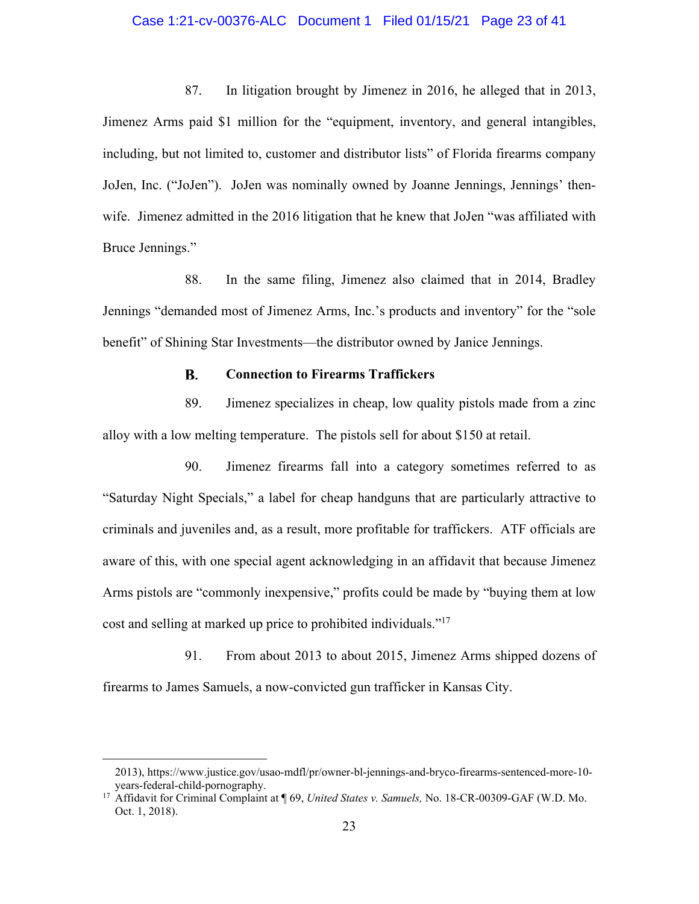87. In litigation brought by Jimenez in 2016, he alleged that in 2013, Jimenez Arms paid $1 million for the "equipment, inventory, and general intangibles, including, but not limited to, customer and distributor lists" of Florida firearms company JoJen, Inc. ("JoJen"). JoJen was nominally owned by Joanne Jennings, Jennings' then-wife. Jimenez admitted in the 2016 litigation that he knew that JoJen "was affiliated with Bruce Jennings."

88. In the same filing, Jimenez also claimed that in 2014, Bradley Jennings "demanded most of Jimenez Arms, Inc.'s products and inventory" for the "sole benefit" of Shining Star Investments—the distributor owned by Janice Jennings.

### B. Connection to Firearms Traffickers

89. Jimenez specializes in cheap, low quality pistols made from a zinc alloy with a low melting temperature. The pistols sell for about $150 at retail.

90. Jimenez firearms fall into a category sometimes referred to as "Saturday Night Specials," a label for cheap handguns that are particularly attractive to criminals and juveniles and, as a result, more profitable for traffickers. ATF officials are aware of this, with one special agent acknowledging in an affidavit that because Jimenez Arms pistols are "commonly inexpensive," profits could be made by "buying them at low cost and selling at marked up price to prohibited individuals."[17]

91. From about 2013 to about 2015, Jimenez Arms shipped dozens of firearms to James Samuels, a now-convicted gun trafficker in Kansas City.

---

2013), https://www.justice.gov/usao-mdfl/pr/owner-bl-jennings-and-bryco-firearms-sentenced-more-10-years-federal-child-pornography.

[17] Affidavit for Criminal Complaint at ¶ 69, *United States v. Samuels,* No. 18-CR-00309-GAF (W.D. Mo. Oct. 1, 2018).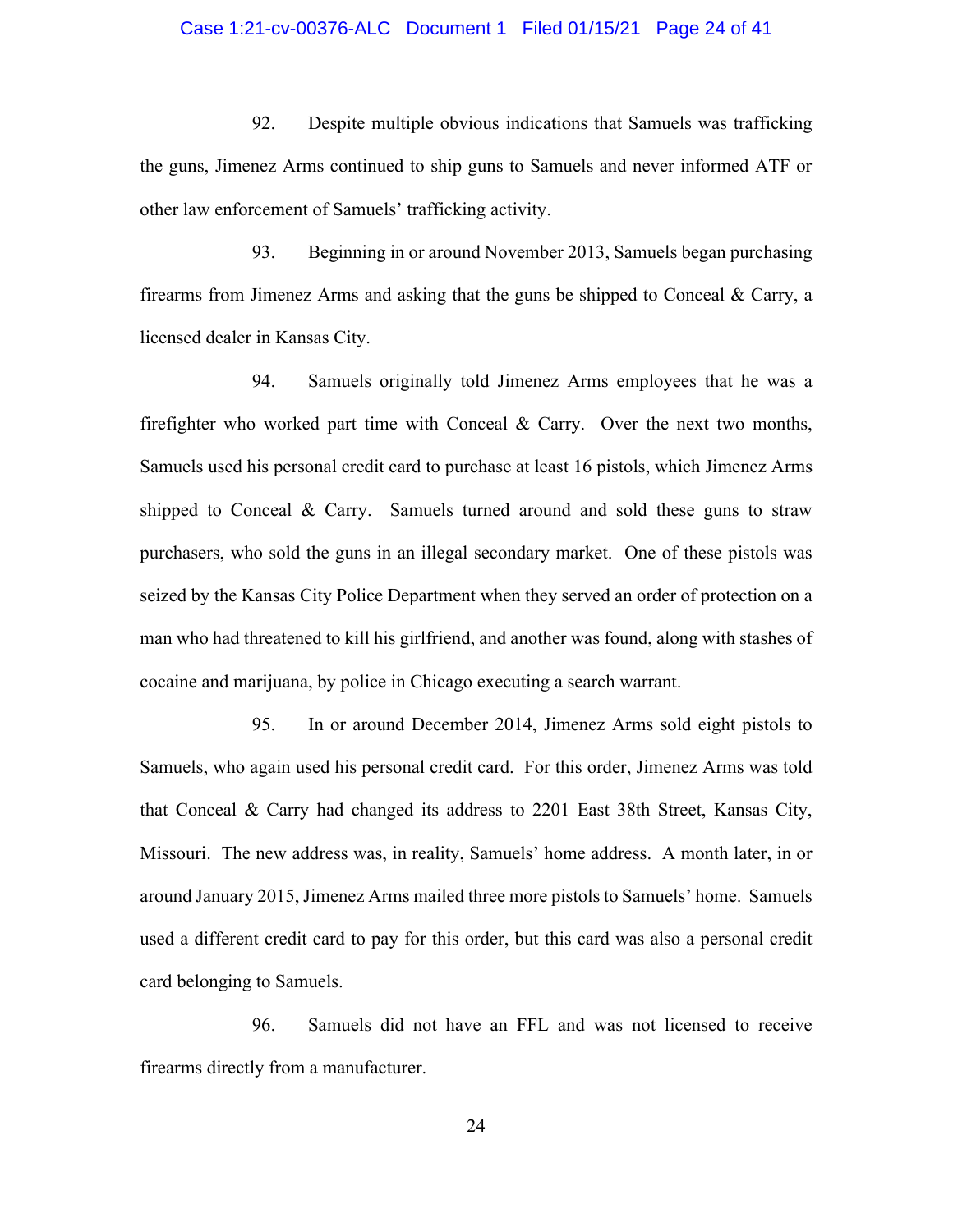92. Despite multiple obvious indications that Samuels was trafficking the guns, Jimenez Arms continued to ship guns to Samuels and never informed ATF or other law enforcement of Samuels' trafficking activity.

93. Beginning in or around November 2013, Samuels began purchasing firearms from Jimenez Arms and asking that the guns be shipped to Conceal & Carry, a licensed dealer in Kansas City.

94. Samuels originally told Jimenez Arms employees that he was a firefighter who worked part time with Conceal & Carry. Over the next two months, Samuels used his personal credit card to purchase at least 16 pistols, which Jimenez Arms shipped to Conceal & Carry. Samuels turned around and sold these guns to straw purchasers, who sold the guns in an illegal secondary market. One of these pistols was seized by the Kansas City Police Department when they served an order of protection on a man who had threatened to kill his girlfriend, and another was found, along with stashes of cocaine and marijuana, by police in Chicago executing a search warrant.

95. In or around December 2014, Jimenez Arms sold eight pistols to Samuels, who again used his personal credit card. For this order, Jimenez Arms was told that Conceal & Carry had changed its address to 2201 East 38th Street, Kansas City, Missouri. The new address was, in reality, Samuels' home address. A month later, in or around January 2015, Jimenez Arms mailed three more pistols to Samuels' home. Samuels used a different credit card to pay for this order, but this card was also a personal credit card belonging to Samuels.

96. Samuels did not have an FFL and was not licensed to receive firearms directly from a manufacturer.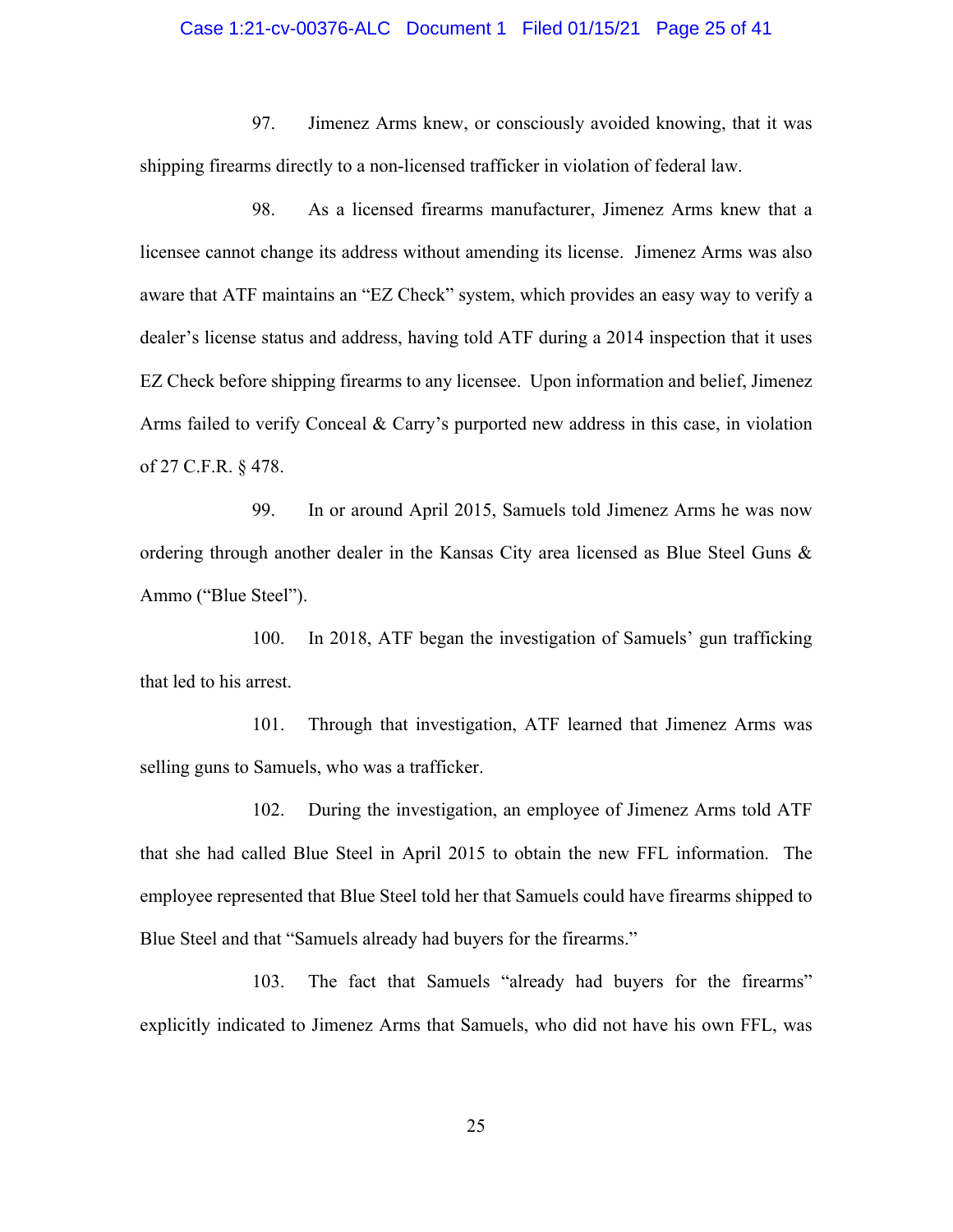97. Jimenez Arms knew, or consciously avoided knowing, that it was shipping firearms directly to a non-licensed trafficker in violation of federal law.

98. As a licensed firearms manufacturer, Jimenez Arms knew that a licensee cannot change its address without amending its license. Jimenez Arms was also aware that ATF maintains an "EZ Check" system, which provides an easy way to verify a dealer's license status and address, having told ATF during a 2014 inspection that it uses EZ Check before shipping firearms to any licensee. Upon information and belief, Jimenez Arms failed to verify Conceal & Carry's purported new address in this case, in violation of 27 C.F.R. § 478.

99. In or around April 2015, Samuels told Jimenez Arms he was now ordering through another dealer in the Kansas City area licensed as Blue Steel Guns & Ammo ("Blue Steel").

100. In 2018, ATF began the investigation of Samuels' gun trafficking that led to his arrest.

101. Through that investigation, ATF learned that Jimenez Arms was selling guns to Samuels, who was a trafficker.

102. During the investigation, an employee of Jimenez Arms told ATF that she had called Blue Steel in April 2015 to obtain the new FFL information. The employee represented that Blue Steel told her that Samuels could have firearms shipped to Blue Steel and that "Samuels already had buyers for the firearms."

103. The fact that Samuels "already had buyers for the firearms" explicitly indicated to Jimenez Arms that Samuels, who did not have his own FFL, was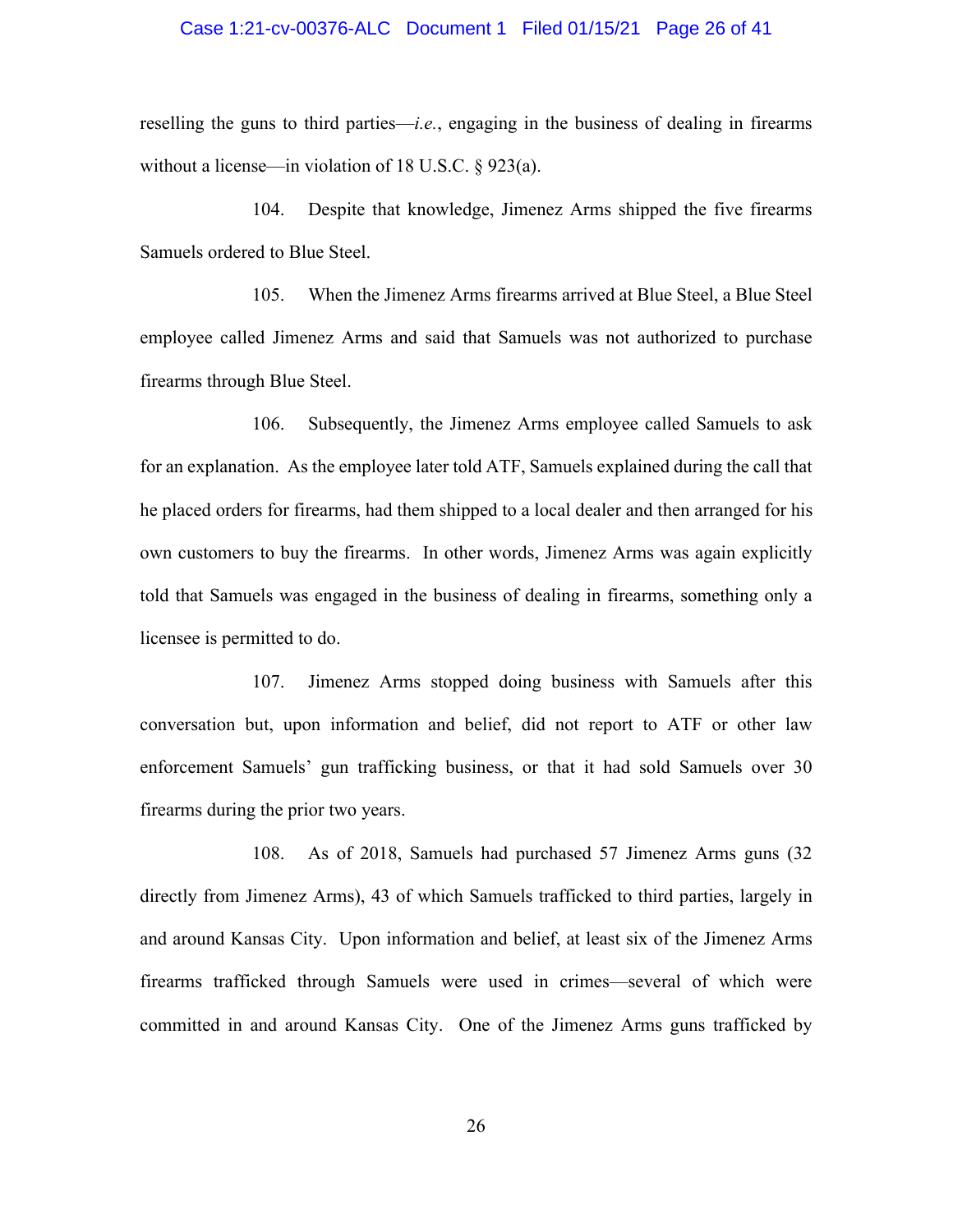reselling the guns to third parties—*i.e.*, engaging in the business of dealing in firearms without a license—in violation of 18 U.S.C. § 923(a).

104. Despite that knowledge, Jimenez Arms shipped the five firearms Samuels ordered to Blue Steel.

105. When the Jimenez Arms firearms arrived at Blue Steel, a Blue Steel employee called Jimenez Arms and said that Samuels was not authorized to purchase firearms through Blue Steel.

106. Subsequently, the Jimenez Arms employee called Samuels to ask for an explanation. As the employee later told ATF, Samuels explained during the call that he placed orders for firearms, had them shipped to a local dealer and then arranged for his own customers to buy the firearms. In other words, Jimenez Arms was again explicitly told that Samuels was engaged in the business of dealing in firearms, something only a licensee is permitted to do.

107. Jimenez Arms stopped doing business with Samuels after this conversation but, upon information and belief, did not report to ATF or other law enforcement Samuels' gun trafficking business, or that it had sold Samuels over 30 firearms during the prior two years.

108. As of 2018, Samuels had purchased 57 Jimenez Arms guns (32 directly from Jimenez Arms), 43 of which Samuels trafficked to third parties, largely in and around Kansas City. Upon information and belief, at least six of the Jimenez Arms firearms trafficked through Samuels were used in crimes—several of which were committed in and around Kansas City. One of the Jimenez Arms guns trafficked by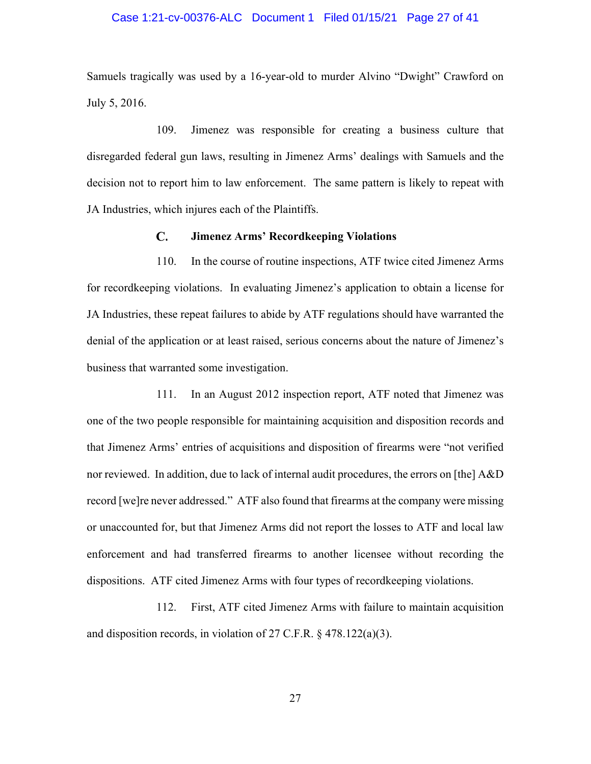Samuels tragically was used by a 16-year-old to murder Alvino "Dwight" Crawford on July 5, 2016.

109. Jimenez was responsible for creating a business culture that disregarded federal gun laws, resulting in Jimenez Arms' dealings with Samuels and the decision not to report him to law enforcement. The same pattern is likely to repeat with JA Industries, which injures each of the Plaintiffs.

### C. Jimenez Arms' Recordkeeping Violations

110. In the course of routine inspections, ATF twice cited Jimenez Arms for recordkeeping violations. In evaluating Jimenez's application to obtain a license for JA Industries, these repeat failures to abide by ATF regulations should have warranted the denial of the application or at least raised, serious concerns about the nature of Jimenez's business that warranted some investigation.

111. In an August 2012 inspection report, ATF noted that Jimenez was one of the two people responsible for maintaining acquisition and disposition records and that Jimenez Arms' entries of acquisitions and disposition of firearms were "not verified nor reviewed. In addition, due to lack of internal audit procedures, the errors on [the] A&D record [we]re never addressed." ATF also found that firearms at the company were missing or unaccounted for, but that Jimenez Arms did not report the losses to ATF and local law enforcement and had transferred firearms to another licensee without recording the dispositions. ATF cited Jimenez Arms with four types of recordkeeping violations.

112. First, ATF cited Jimenez Arms with failure to maintain acquisition and disposition records, in violation of 27 C.F.R. § 478.122(a)(3).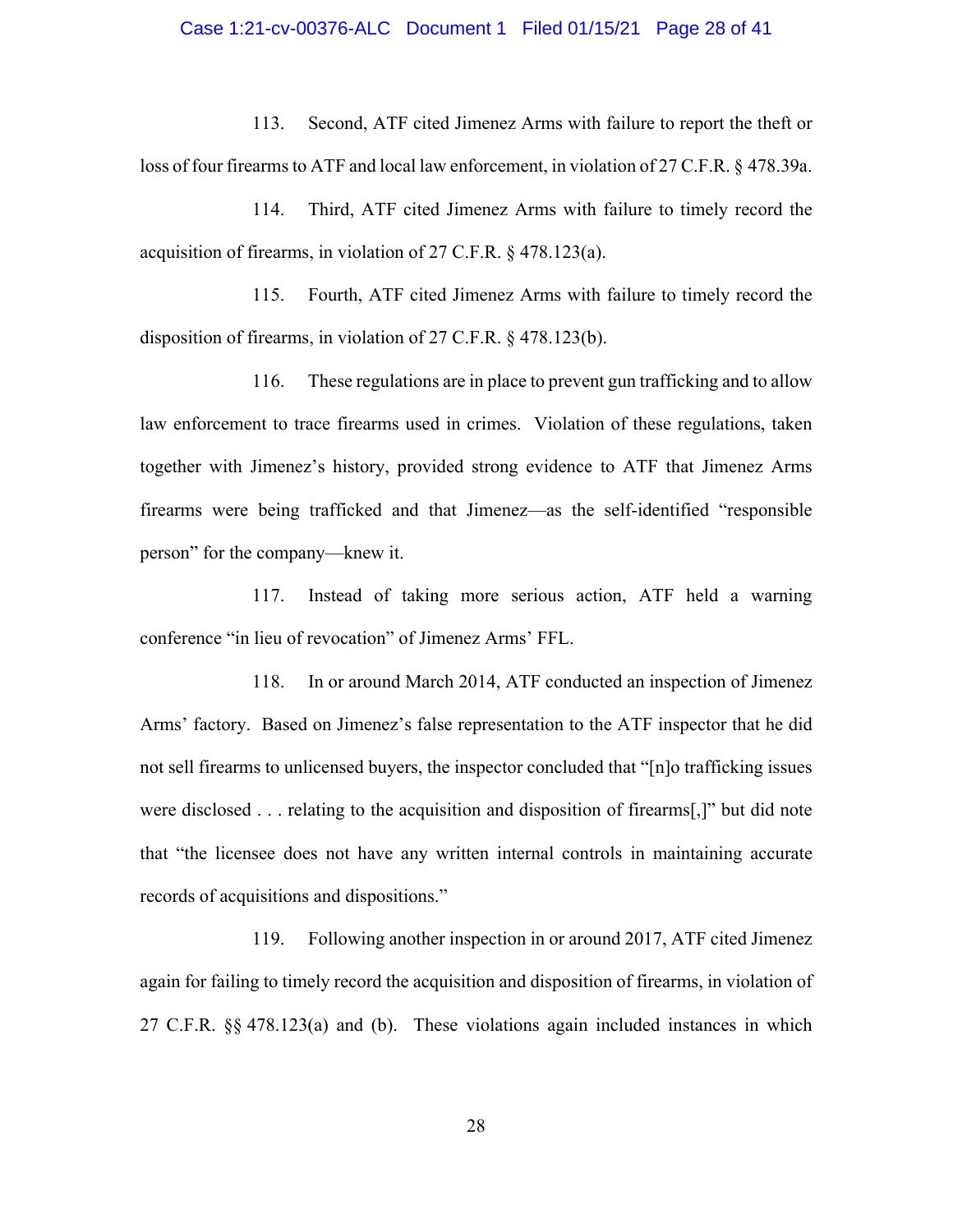113. Second, ATF cited Jimenez Arms with failure to report the theft or loss of four firearms to ATF and local law enforcement, in violation of 27 C.F.R. § 478.39a.

114. Third, ATF cited Jimenez Arms with failure to timely record the acquisition of firearms, in violation of 27 C.F.R. § 478.123(a).

115. Fourth, ATF cited Jimenez Arms with failure to timely record the disposition of firearms, in violation of 27 C.F.R. § 478.123(b).

116. These regulations are in place to prevent gun trafficking and to allow law enforcement to trace firearms used in crimes. Violation of these regulations, taken together with Jimenez's history, provided strong evidence to ATF that Jimenez Arms firearms were being trafficked and that Jimenez—as the self-identified "responsible person" for the company—knew it.

117. Instead of taking more serious action, ATF held a warning conference "in lieu of revocation" of Jimenez Arms' FFL.

118. In or around March 2014, ATF conducted an inspection of Jimenez Arms' factory. Based on Jimenez's false representation to the ATF inspector that he did not sell firearms to unlicensed buyers, the inspector concluded that "[n]o trafficking issues were disclosed . . . relating to the acquisition and disposition of firearms[,]" but did note that "the licensee does not have any written internal controls in maintaining accurate records of acquisitions and dispositions."

119. Following another inspection in or around 2017, ATF cited Jimenez again for failing to timely record the acquisition and disposition of firearms, in violation of 27 C.F.R. §§ 478.123(a) and (b). These violations again included instances in which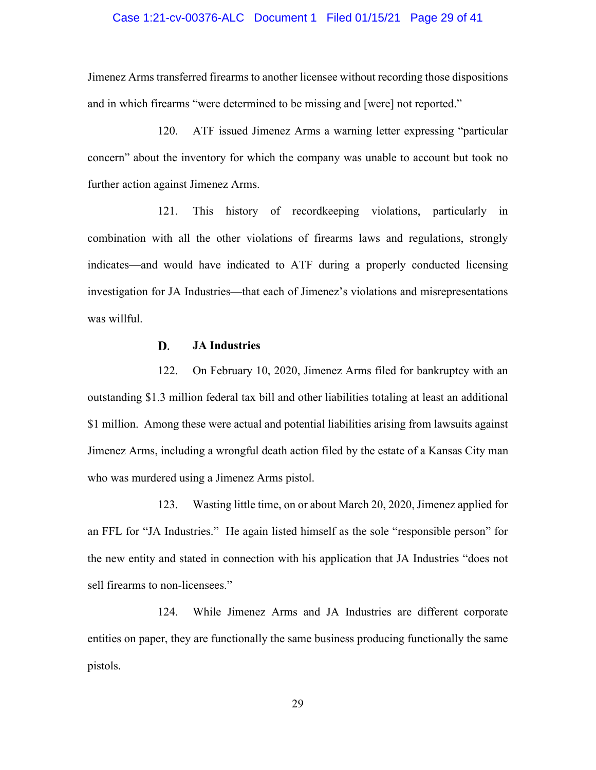Jimenez Arms transferred firearms to another licensee without recording those dispositions and in which firearms "were determined to be missing and [were] not reported."

120. ATF issued Jimenez Arms a warning letter expressing "particular concern" about the inventory for which the company was unable to account but took no further action against Jimenez Arms.

121. This history of recordkeeping violations, particularly in combination with all the other violations of firearms laws and regulations, strongly indicates—and would have indicated to ATF during a properly conducted licensing investigation for JA Industries—that each of Jimenez's violations and misrepresentations was willful.

### D. JA Industries

122. On February 10, 2020, Jimenez Arms filed for bankruptcy with an outstanding $1.3 million federal tax bill and other liabilities totaling at least an additional $1 million. Among these were actual and potential liabilities arising from lawsuits against Jimenez Arms, including a wrongful death action filed by the estate of a Kansas City man who was murdered using a Jimenez Arms pistol.

123. Wasting little time, on or about March 20, 2020, Jimenez applied for an FFL for "JA Industries." He again listed himself as the sole "responsible person" for the new entity and stated in connection with his application that JA Industries "does not sell firearms to non-licensees."

124. While Jimenez Arms and JA Industries are different corporate entities on paper, they are functionally the same business producing functionally the same pistols.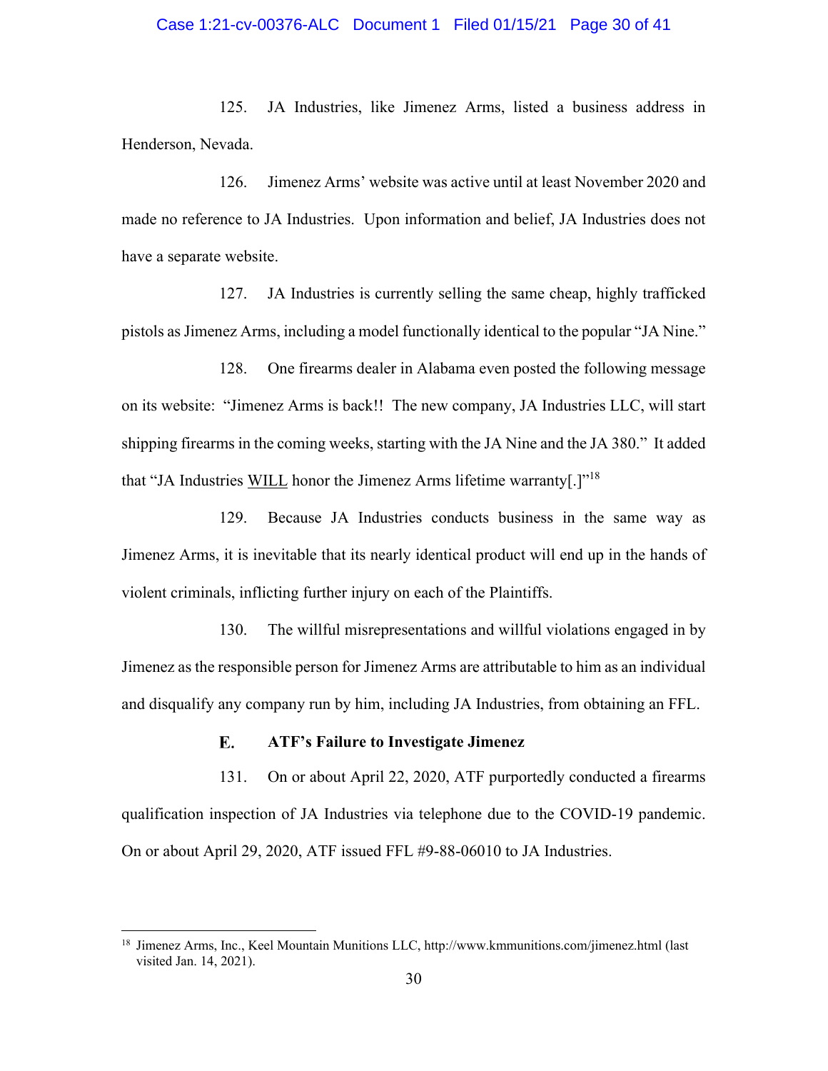125. JA Industries, like Jimenez Arms, listed a business address in Henderson, Nevada.

126. Jimenez Arms' website was active until at least November 2020 and made no reference to JA Industries. Upon information and belief, JA Industries does not have a separate website.

127. JA Industries is currently selling the same cheap, highly trafficked pistols as Jimenez Arms, including a model functionally identical to the popular "JA Nine."

128. One firearms dealer in Alabama even posted the following message on its website: "Jimenez Arms is back!! The new company, JA Industries LLC, will start shipping firearms in the coming weeks, starting with the JA Nine and the JA 380." It added that "JA Industries <u>WILL</u> honor the Jimenez Arms lifetime warranty[.]"[18]

129. Because JA Industries conducts business in the same way as Jimenez Arms, it is inevitable that its nearly identical product will end up in the hands of violent criminals, inflicting further injury on each of the Plaintiffs.

130. The willful misrepresentations and willful violations engaged in by Jimenez as the responsible person for Jimenez Arms are attributable to him as an individual and disqualify any company run by him, including JA Industries, from obtaining an FFL.

### E. ATF's Failure to Investigate Jimenez

131. On or about April 22, 2020, ATF purportedly conducted a firearms qualification inspection of JA Industries via telephone due to the COVID-19 pandemic. On or about April 29, 2020, ATF issued FFL #9-88-06010 to JA Industries.

---

[18] Jimenez Arms, Inc., Keel Mountain Munitions LLC, http://www.kmmunitions.com/jimenez.html (last visited Jan. 14, 2021).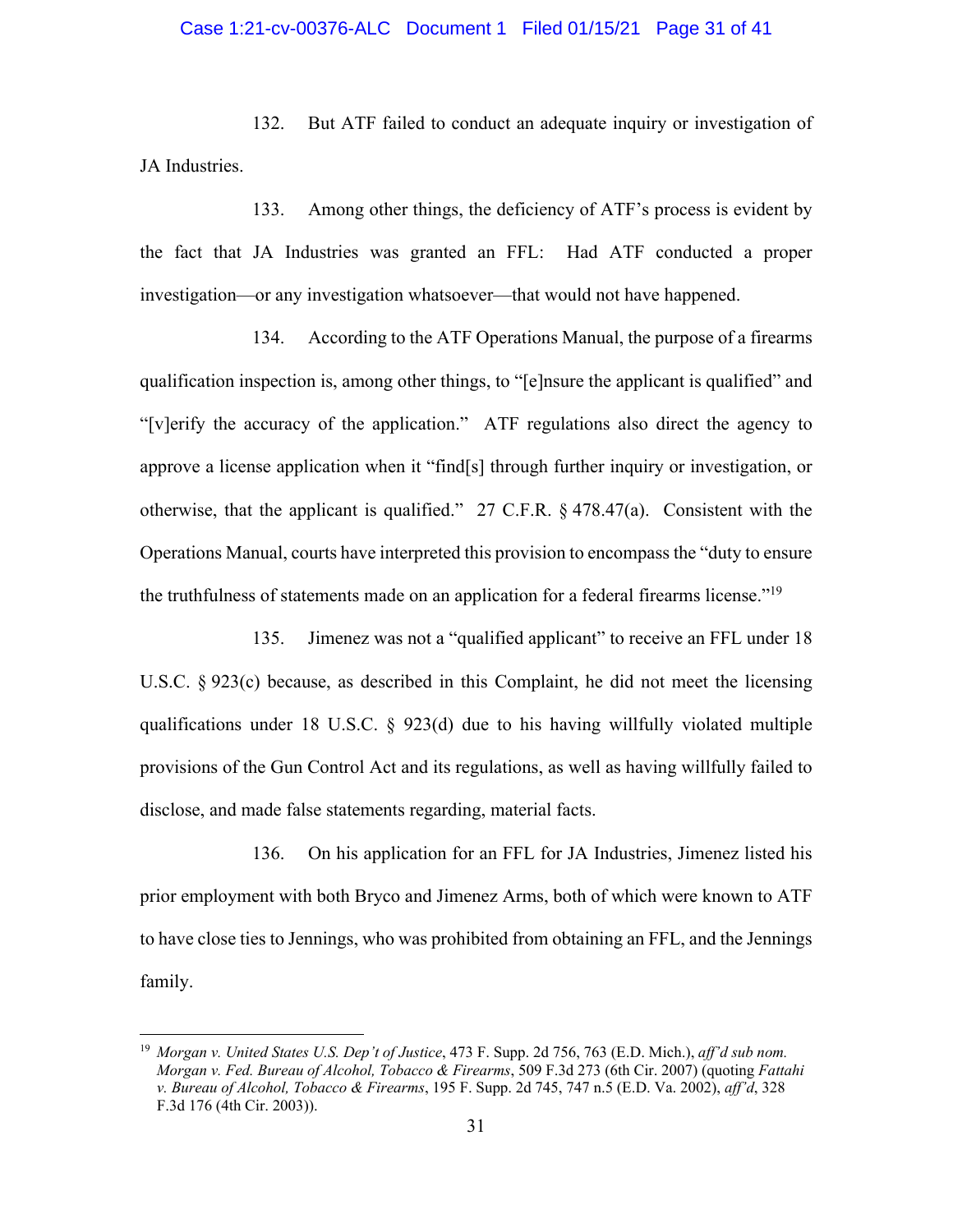132. But ATF failed to conduct an adequate inquiry or investigation of JA Industries.

133. Among other things, the deficiency of ATF's process is evident by the fact that JA Industries was granted an FFL: Had ATF conducted a proper investigation—or any investigation whatsoever—that would not have happened.

134. According to the ATF Operations Manual, the purpose of a firearms qualification inspection is, among other things, to "[e]nsure the applicant is qualified" and "[v]erify the accuracy of the application." ATF regulations also direct the agency to approve a license application when it "find[s] through further inquiry or investigation, or otherwise, that the applicant is qualified." 27 C.F.R. § 478.47(a). Consistent with the Operations Manual, courts have interpreted this provision to encompass the "duty to ensure the truthfulness of statements made on an application for a federal firearms license."[19]

135. Jimenez was not a "qualified applicant" to receive an FFL under 18 U.S.C. § 923(c) because, as described in this Complaint, he did not meet the licensing qualifications under 18 U.S.C. § 923(d) due to his having willfully violated multiple provisions of the Gun Control Act and its regulations, as well as having willfully failed to disclose, and made false statements regarding, material facts.

136. On his application for an FFL for JA Industries, Jimenez listed his prior employment with both Bryco and Jimenez Arms, both of which were known to ATF to have close ties to Jennings, who was prohibited from obtaining an FFL, and the Jennings family.

---

[19] *Morgan v. United States U.S. Dep't of Justice*, 473 F. Supp. 2d 756, 763 (E.D. Mich.), *aff'd sub nom. Morgan v. Fed. Bureau of Alcohol, Tobacco & Firearms*, 509 F.3d 273 (6th Cir. 2007) (quoting *Fattahi v. Bureau of Alcohol, Tobacco & Firearms*, 195 F. Supp. 2d 745, 747 n.5 (E.D. Va. 2002), *aff'd*, 328 F.3d 176 (4th Cir. 2003)).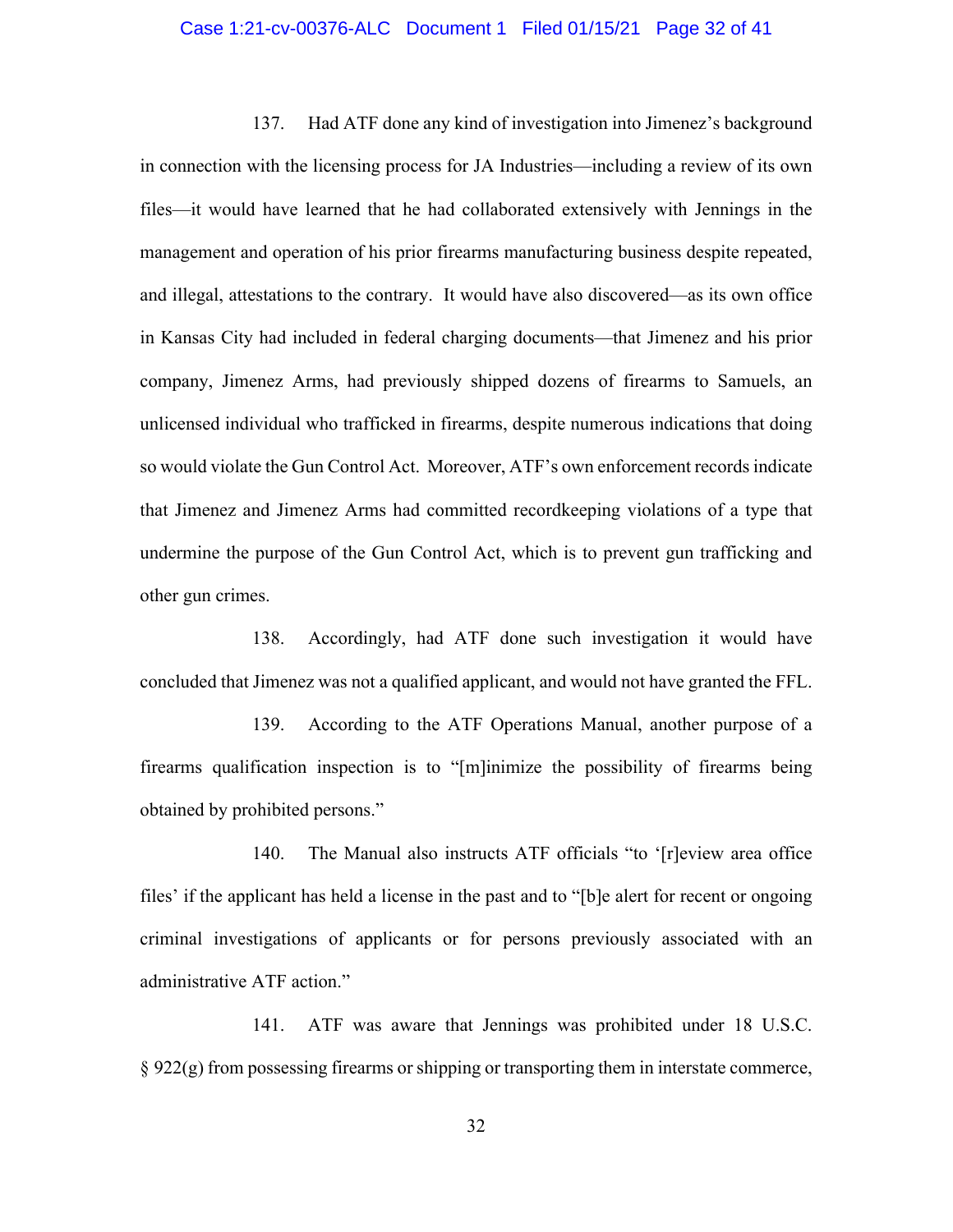137. Had ATF done any kind of investigation into Jimenez's background in connection with the licensing process for JA Industries—including a review of its own files—it would have learned that he had collaborated extensively with Jennings in the management and operation of his prior firearms manufacturing business despite repeated, and illegal, attestations to the contrary. It would have also discovered—as its own office in Kansas City had included in federal charging documents—that Jimenez and his prior company, Jimenez Arms, had previously shipped dozens of firearms to Samuels, an unlicensed individual who trafficked in firearms, despite numerous indications that doing so would violate the Gun Control Act. Moreover, ATF's own enforcement records indicate that Jimenez and Jimenez Arms had committed recordkeeping violations of a type that undermine the purpose of the Gun Control Act, which is to prevent gun trafficking and other gun crimes.

138. Accordingly, had ATF done such investigation it would have concluded that Jimenez was not a qualified applicant, and would not have granted the FFL.

139. According to the ATF Operations Manual, another purpose of a firearms qualification inspection is to "[m]inimize the possibility of firearms being obtained by prohibited persons."

140. The Manual also instructs ATF officials "to '[r]eview area office files' if the applicant has held a license in the past and to "[b]e alert for recent or ongoing criminal investigations of applicants or for persons previously associated with an administrative ATF action."

141. ATF was aware that Jennings was prohibited under 18 U.S.C. § 922(g) from possessing firearms or shipping or transporting them in interstate commerce,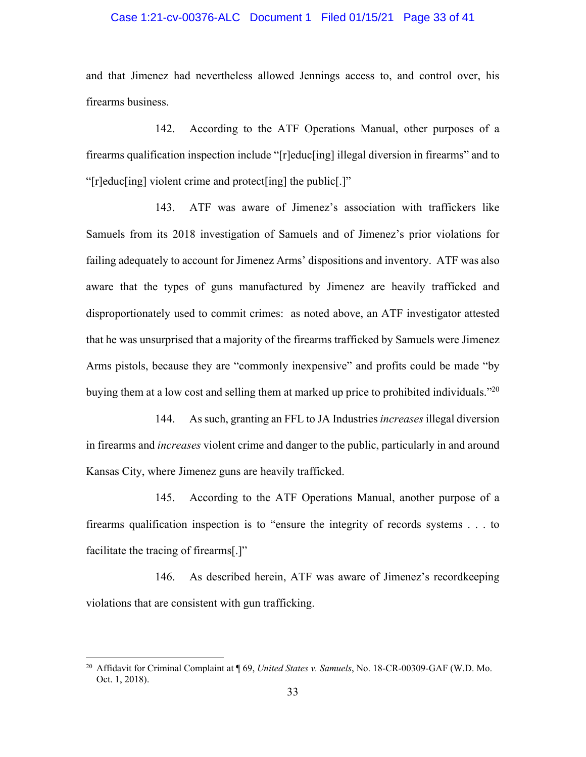and that Jimenez had nevertheless allowed Jennings access to, and control over, his firearms business.

142. According to the ATF Operations Manual, other purposes of a firearms qualification inspection include "[r]educ[ing] illegal diversion in firearms" and to "[r]educ[ing] violent crime and protect[ing] the public[.]"

143. ATF was aware of Jimenez's association with traffickers like Samuels from its 2018 investigation of Samuels and of Jimenez's prior violations for failing adequately to account for Jimenez Arms' dispositions and inventory. ATF was also aware that the types of guns manufactured by Jimenez are heavily trafficked and disproportionately used to commit crimes: as noted above, an ATF investigator attested that he was unsurprised that a majority of the firearms trafficked by Samuels were Jimenez Arms pistols, because they are "commonly inexpensive" and profits could be made "by buying them at a low cost and selling them at marked up price to prohibited individuals."[20]

144. As such, granting an FFL to JA Industries *increases* illegal diversion in firearms and *increases* violent crime and danger to the public, particularly in and around Kansas City, where Jimenez guns are heavily trafficked.

145. According to the ATF Operations Manual, another purpose of a firearms qualification inspection is to "ensure the integrity of records systems . . . to facilitate the tracing of firearms[.]"

146. As described herein, ATF was aware of Jimenez's recordkeeping violations that are consistent with gun trafficking.

---

[20] Affidavit for Criminal Complaint at ¶ 69, *United States v. Samuels*, No. 18-CR-00309-GAF (W.D. Mo. Oct. 1, 2018).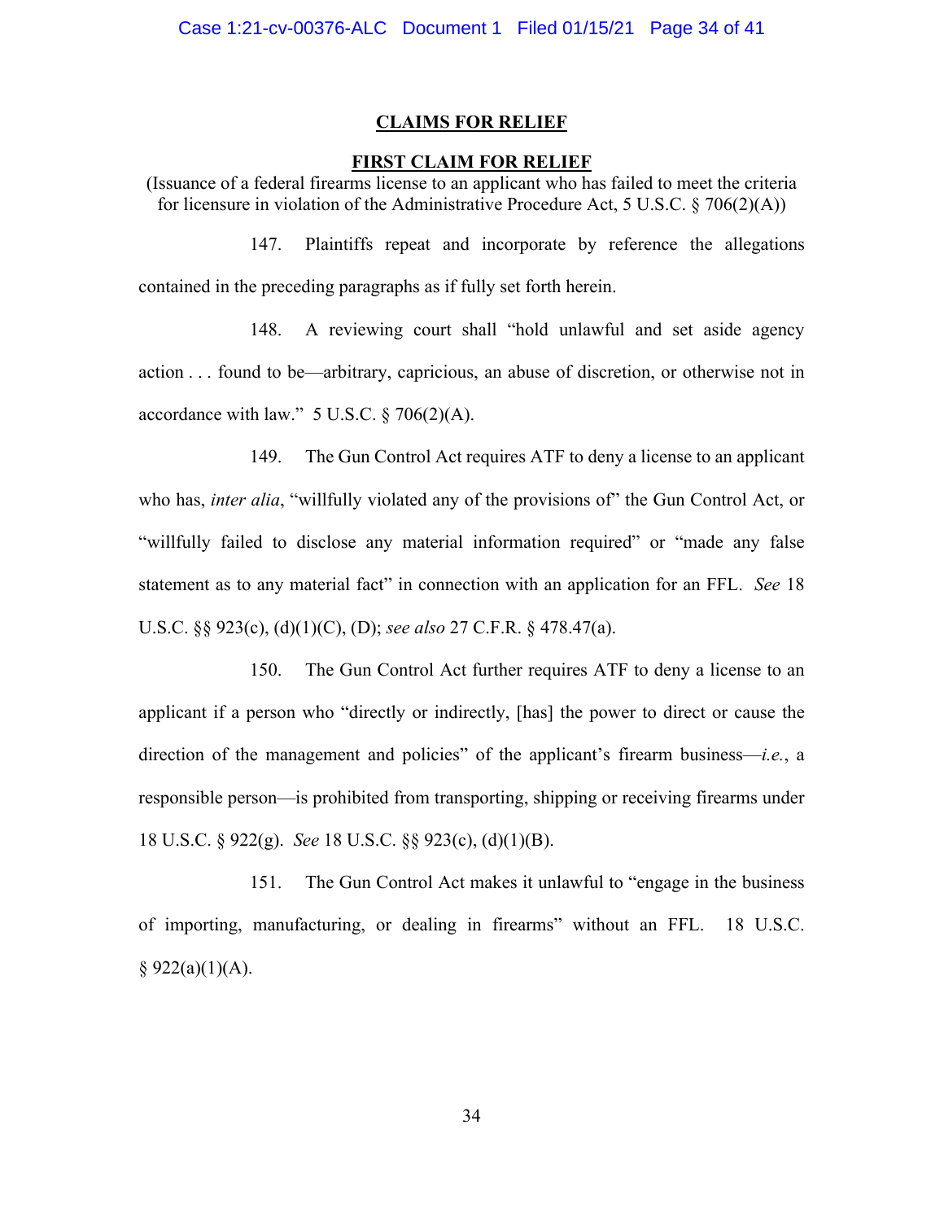## CLAIMS FOR RELIEF

### FIRST CLAIM FOR RELIEF

(Issuance of a federal firearms license to an applicant who has failed to meet the criteria for licensure in violation of the Administrative Procedure Act, 5 U.S.C. § 706(2)(A))

147. Plaintiffs repeat and incorporate by reference the allegations contained in the preceding paragraphs as if fully set forth herein.

148. A reviewing court shall "hold unlawful and set aside agency action . . . found to be—arbitrary, capricious, an abuse of discretion, or otherwise not in accordance with law." 5 U.S.C. § 706(2)(A).

149. The Gun Control Act requires ATF to deny a license to an applicant who has, *inter alia*, "willfully violated any of the provisions of" the Gun Control Act, or "willfully failed to disclose any material information required" or "made any false statement as to any material fact" in connection with an application for an FFL. *See* 18 U.S.C. §§ 923(c), (d)(1)(C), (D); *see also* 27 C.F.R. § 478.47(a).

150. The Gun Control Act further requires ATF to deny a license to an applicant if a person who "directly or indirectly, [has] the power to direct or cause the direction of the management and policies" of the applicant's firearm business—*i.e.*, a responsible person—is prohibited from transporting, shipping or receiving firearms under 18 U.S.C. § 922(g). *See* 18 U.S.C. §§ 923(c), (d)(1)(B).

151. The Gun Control Act makes it unlawful to "engage in the business of importing, manufacturing, or dealing in firearms" without an FFL. 18 U.S.C. § 922(a)(1)(A).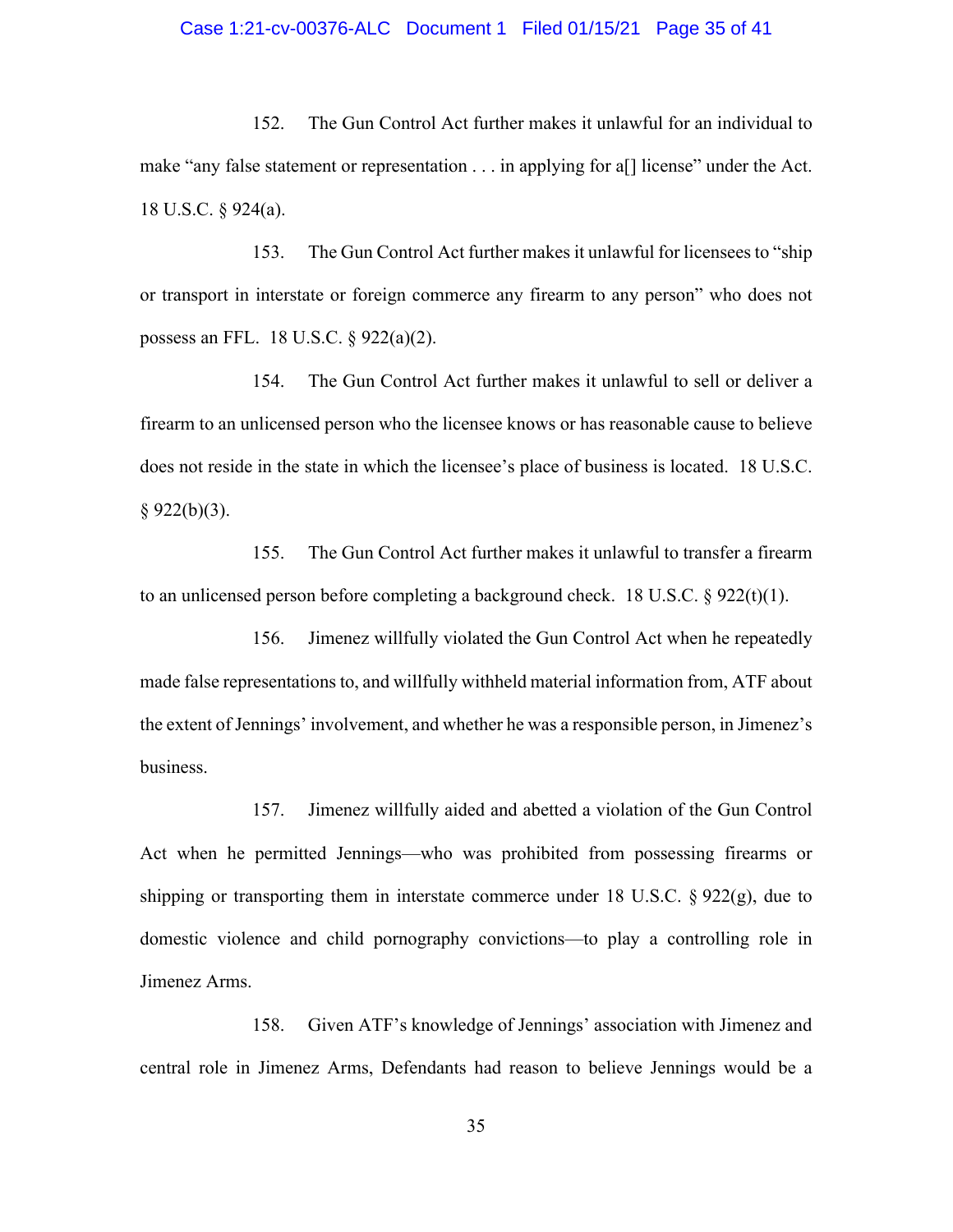152. The Gun Control Act further makes it unlawful for an individual to make "any false statement or representation . . . in applying for a[] license" under the Act. 18 U.S.C. § 924(a).

153. The Gun Control Act further makes it unlawful for licensees to "ship or transport in interstate or foreign commerce any firearm to any person" who does not possess an FFL. 18 U.S.C. § 922(a)(2).

154. The Gun Control Act further makes it unlawful to sell or deliver a firearm to an unlicensed person who the licensee knows or has reasonable cause to believe does not reside in the state in which the licensee's place of business is located. 18 U.S.C. § 922(b)(3).

155. The Gun Control Act further makes it unlawful to transfer a firearm to an unlicensed person before completing a background check. 18 U.S.C. § 922(t)(1).

156. Jimenez willfully violated the Gun Control Act when he repeatedly made false representations to, and willfully withheld material information from, ATF about the extent of Jennings' involvement, and whether he was a responsible person, in Jimenez's business.

157. Jimenez willfully aided and abetted a violation of the Gun Control Act when he permitted Jennings—who was prohibited from possessing firearms or shipping or transporting them in interstate commerce under 18 U.S.C. § 922(g), due to domestic violence and child pornography convictions—to play a controlling role in Jimenez Arms.

158. Given ATF's knowledge of Jennings' association with Jimenez and central role in Jimenez Arms, Defendants had reason to believe Jennings would be a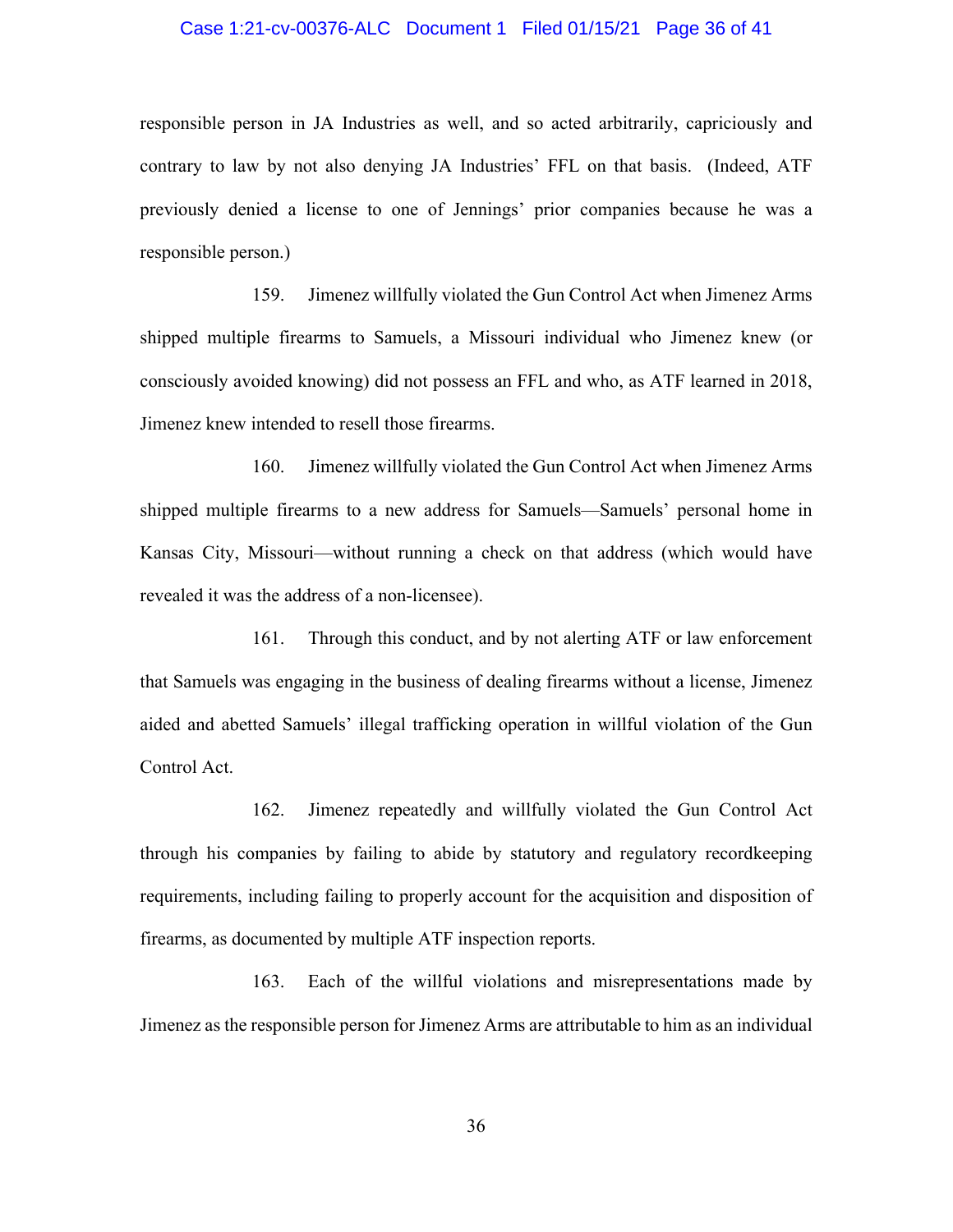responsible person in JA Industries as well, and so acted arbitrarily, capriciously and contrary to law by not also denying JA Industries' FFL on that basis. (Indeed, ATF previously denied a license to one of Jennings' prior companies because he was a responsible person.)

159. Jimenez willfully violated the Gun Control Act when Jimenez Arms shipped multiple firearms to Samuels, a Missouri individual who Jimenez knew (or consciously avoided knowing) did not possess an FFL and who, as ATF learned in 2018, Jimenez knew intended to resell those firearms.

160. Jimenez willfully violated the Gun Control Act when Jimenez Arms shipped multiple firearms to a new address for Samuels—Samuels' personal home in Kansas City, Missouri—without running a check on that address (which would have revealed it was the address of a non-licensee).

161. Through this conduct, and by not alerting ATF or law enforcement that Samuels was engaging in the business of dealing firearms without a license, Jimenez aided and abetted Samuels' illegal trafficking operation in willful violation of the Gun Control Act.

162. Jimenez repeatedly and willfully violated the Gun Control Act through his companies by failing to abide by statutory and regulatory recordkeeping requirements, including failing to properly account for the acquisition and disposition of firearms, as documented by multiple ATF inspection reports.

163. Each of the willful violations and misrepresentations made by Jimenez as the responsible person for Jimenez Arms are attributable to him as an individual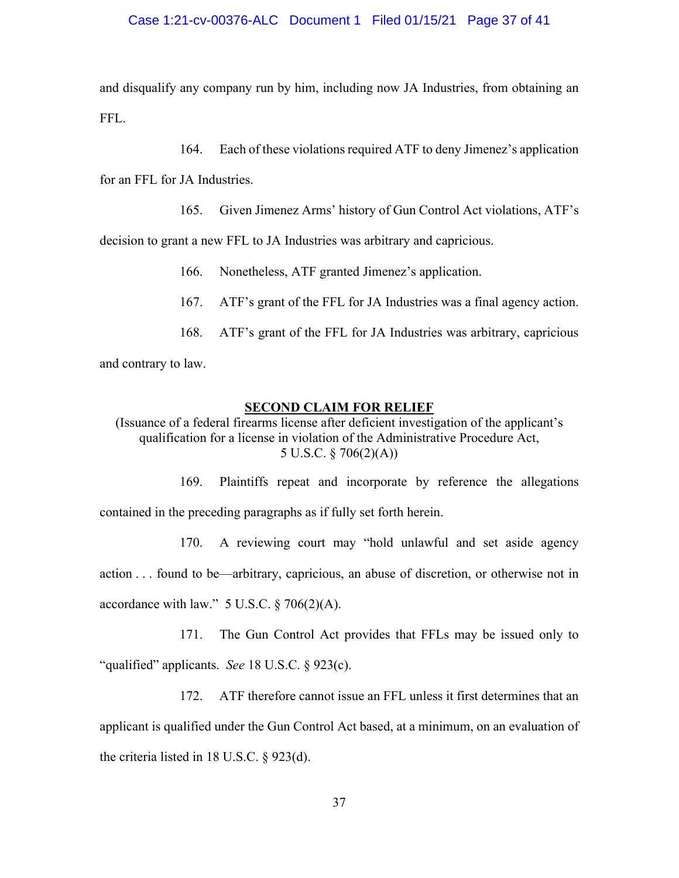and disqualify any company run by him, including now JA Industries, from obtaining an FFL.

164. Each of these violations required ATF to deny Jimenez's application for an FFL for JA Industries.

165. Given Jimenez Arms' history of Gun Control Act violations, ATF's decision to grant a new FFL to JA Industries was arbitrary and capricious.

166. Nonetheless, ATF granted Jimenez's application.

167. ATF's grant of the FFL for JA Industries was a final agency action.

168. ATF's grant of the FFL for JA Industries was arbitrary, capricious and contrary to law.

## SECOND CLAIM FOR RELIEF

(Issuance of a federal firearms license after deficient investigation of the applicant's qualification for a license in violation of the Administrative Procedure Act, 5 U.S.C. § 706(2)(A))

169. Plaintiffs repeat and incorporate by reference the allegations contained in the preceding paragraphs as if fully set forth herein.

170. A reviewing court may "hold unlawful and set aside agency action . . . found to be—arbitrary, capricious, an abuse of discretion, or otherwise not in accordance with law." 5 U.S.C. § 706(2)(A).

171. The Gun Control Act provides that FFLs may be issued only to "qualified" applicants. *See* 18 U.S.C. § 923(c).

172. ATF therefore cannot issue an FFL unless it first determines that an applicant is qualified under the Gun Control Act based, at a minimum, on an evaluation of the criteria listed in 18 U.S.C. § 923(d).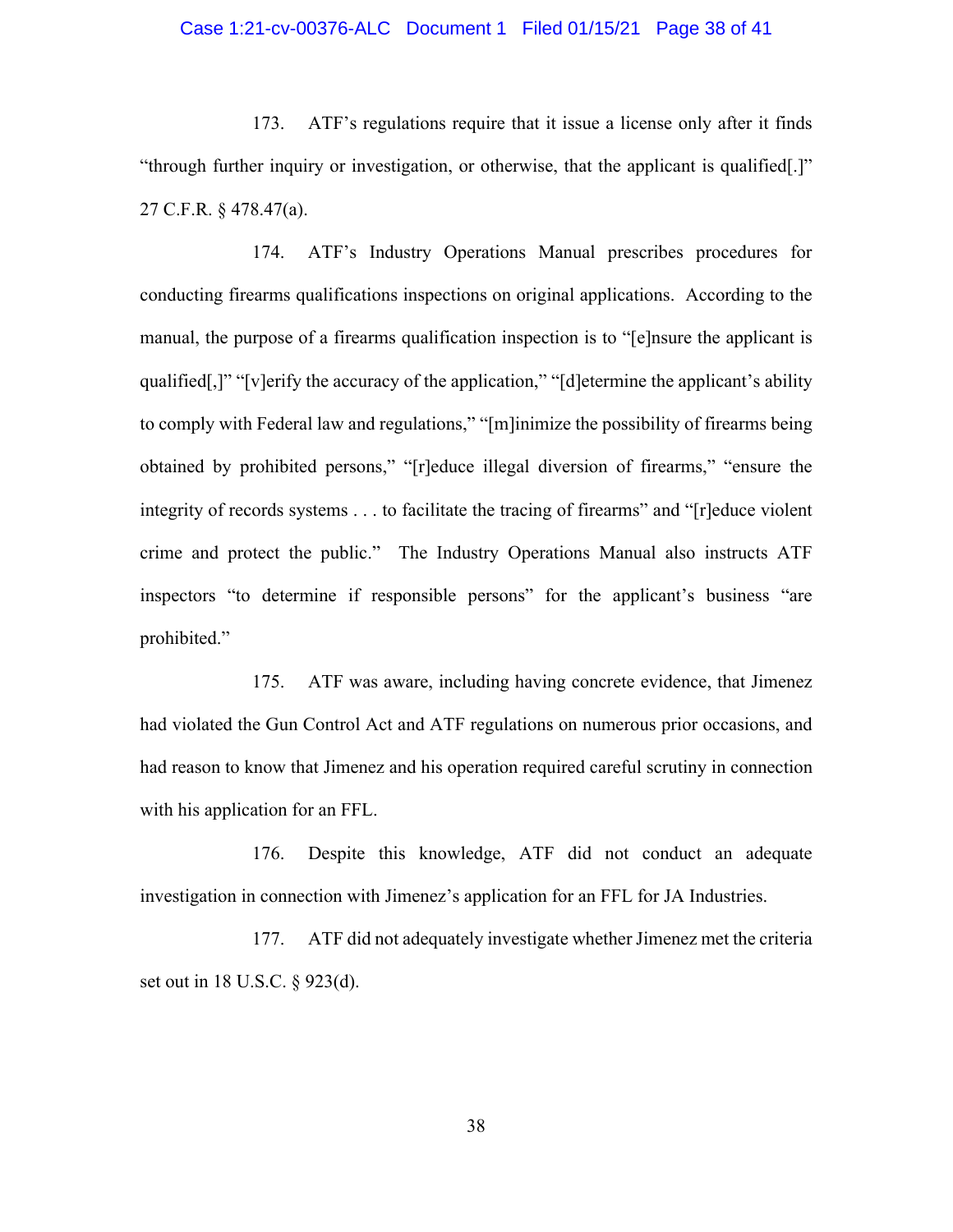173. ATF's regulations require that it issue a license only after it finds "through further inquiry or investigation, or otherwise, that the applicant is qualified[.]" 27 C.F.R. § 478.47(a).

174. ATF's Industry Operations Manual prescribes procedures for conducting firearms qualifications inspections on original applications. According to the manual, the purpose of a firearms qualification inspection is to "[e]nsure the applicant is qualified[,]" "[v]erify the accuracy of the application," "[d]etermine the applicant's ability to comply with Federal law and regulations," "[m]inimize the possibility of firearms being obtained by prohibited persons," "[r]educe illegal diversion of firearms," "ensure the integrity of records systems . . . to facilitate the tracing of firearms" and "[r]educe violent crime and protect the public." The Industry Operations Manual also instructs ATF inspectors "to determine if responsible persons" for the applicant's business "are prohibited."

175. ATF was aware, including having concrete evidence, that Jimenez had violated the Gun Control Act and ATF regulations on numerous prior occasions, and had reason to know that Jimenez and his operation required careful scrutiny in connection with his application for an FFL.

176. Despite this knowledge, ATF did not conduct an adequate investigation in connection with Jimenez's application for an FFL for JA Industries.

177. ATF did not adequately investigate whether Jimenez met the criteria set out in 18 U.S.C. § 923(d).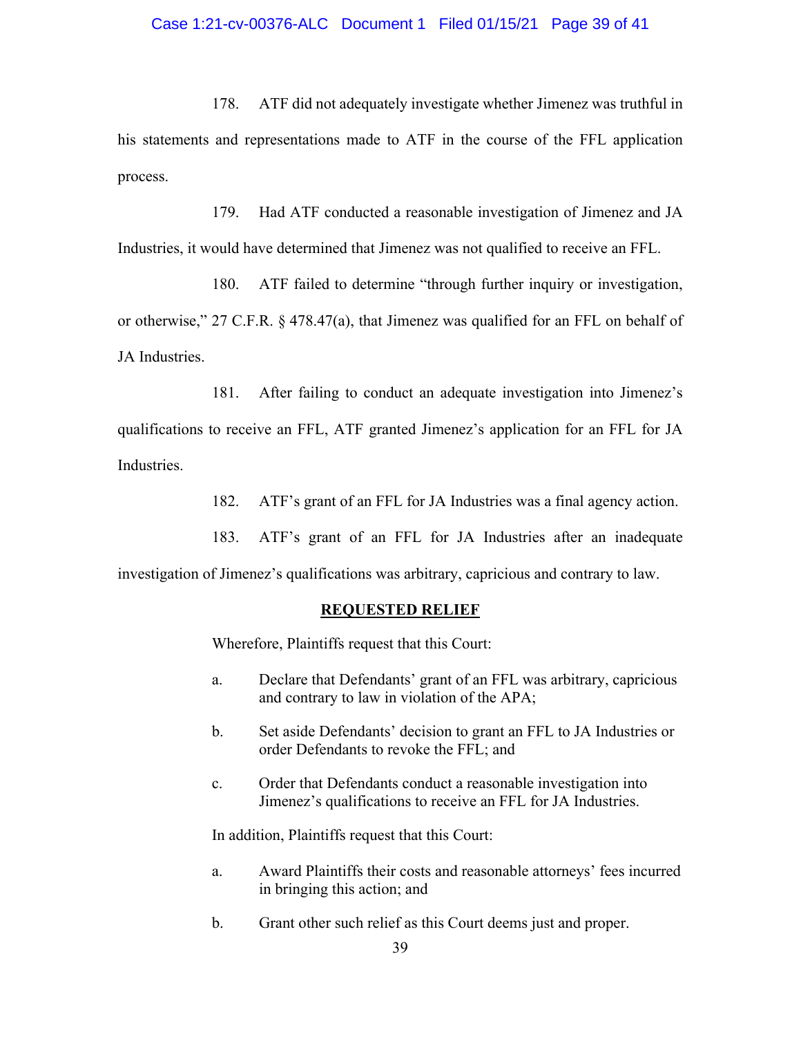178. ATF did not adequately investigate whether Jimenez was truthful in his statements and representations made to ATF in the course of the FFL application process.

179. Had ATF conducted a reasonable investigation of Jimenez and JA Industries, it would have determined that Jimenez was not qualified to receive an FFL.

180. ATF failed to determine "through further inquiry or investigation, or otherwise," 27 C.F.R. § 478.47(a), that Jimenez was qualified for an FFL on behalf of JA Industries.

181. After failing to conduct an adequate investigation into Jimenez's qualifications to receive an FFL, ATF granted Jimenez's application for an FFL for JA Industries.

182. ATF's grant of an FFL for JA Industries was a final agency action.

183. ATF's grant of an FFL for JA Industries after an inadequate investigation of Jimenez's qualifications was arbitrary, capricious and contrary to law.

## REQUESTED RELIEF

Wherefore, Plaintiffs request that this Court:

a. Declare that Defendants' grant of an FFL was arbitrary, capricious and contrary to law in violation of the APA;

b. Set aside Defendants' decision to grant an FFL to JA Industries or order Defendants to revoke the FFL; and

c. Order that Defendants conduct a reasonable investigation into Jimenez's qualifications to receive an FFL for JA Industries.

In addition, Plaintiffs request that this Court:

a. Award Plaintiffs their costs and reasonable attorneys' fees incurred in bringing this action; and

b. Grant other such relief as this Court deems just and proper.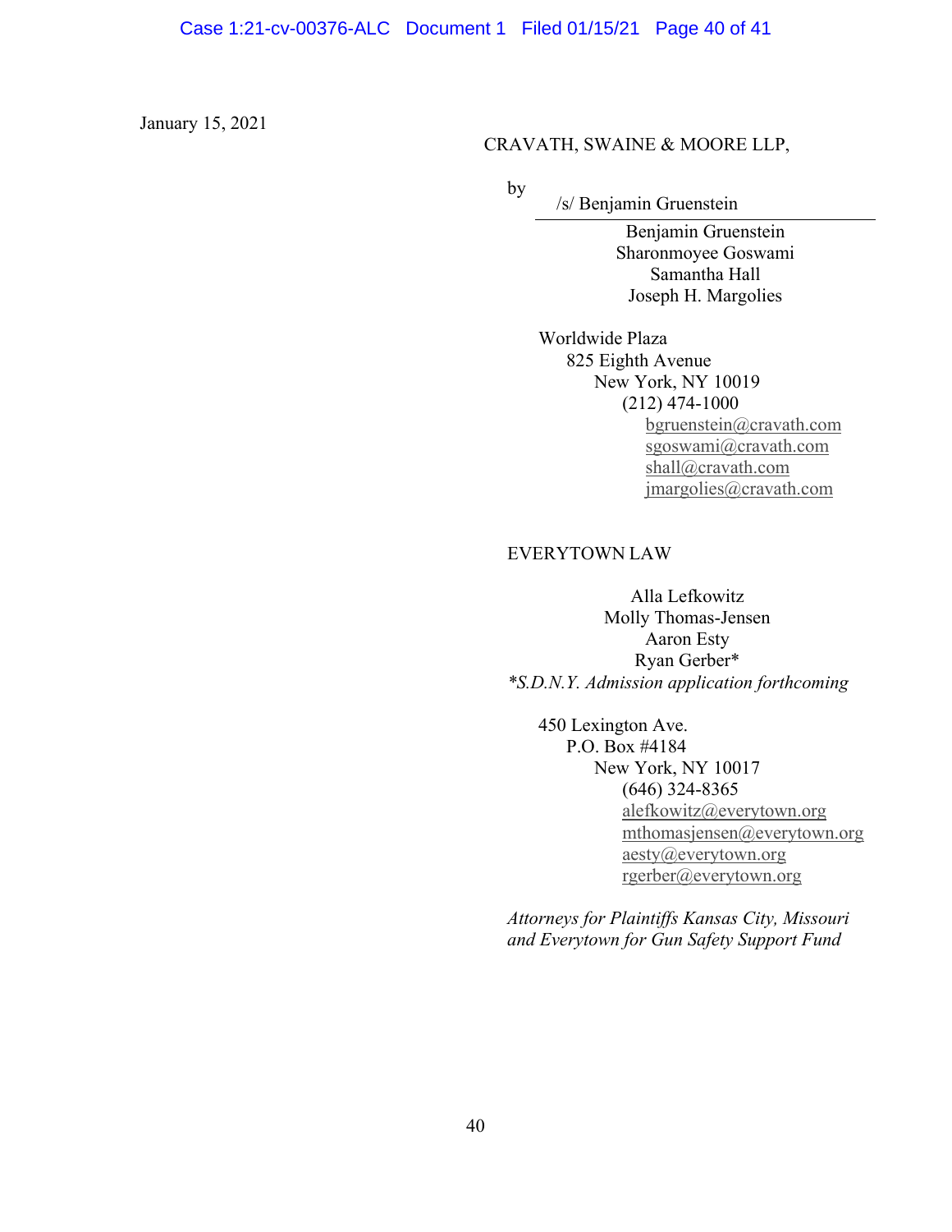January 15, 2021

CRAVATH, SWAINE & MOORE LLP,

by /s/ Benjamin Gruenstein

Benjamin Gruenstein
Sharonmoyee Goswami
Samantha Hall
Joseph H. Margolies

Worldwide Plaza
825 Eighth Avenue
New York, NY 10019
(212) 474-1000
bgruenstein@cravath.com
sgoswami@cravath.com
shall@cravath.com
jmargolies@cravath.com

EVERYTOWN LAW

Alla Lefkowitz
Molly Thomas-Jensen
Aaron Esty
Ryan Gerber*

**S.D.N.Y. Admission application forthcoming*

450 Lexington Ave.
P.O. Box #4184
New York, NY 10017
(646) 324-8365
alefkowitz@everytown.org
mthomasjensen@everytown.org
aesty@everytown.org
rgerber@everytown.org

*Attorneys for Plaintiffs Kansas City, Missouri and Everytown for Gun Safety Support Fund*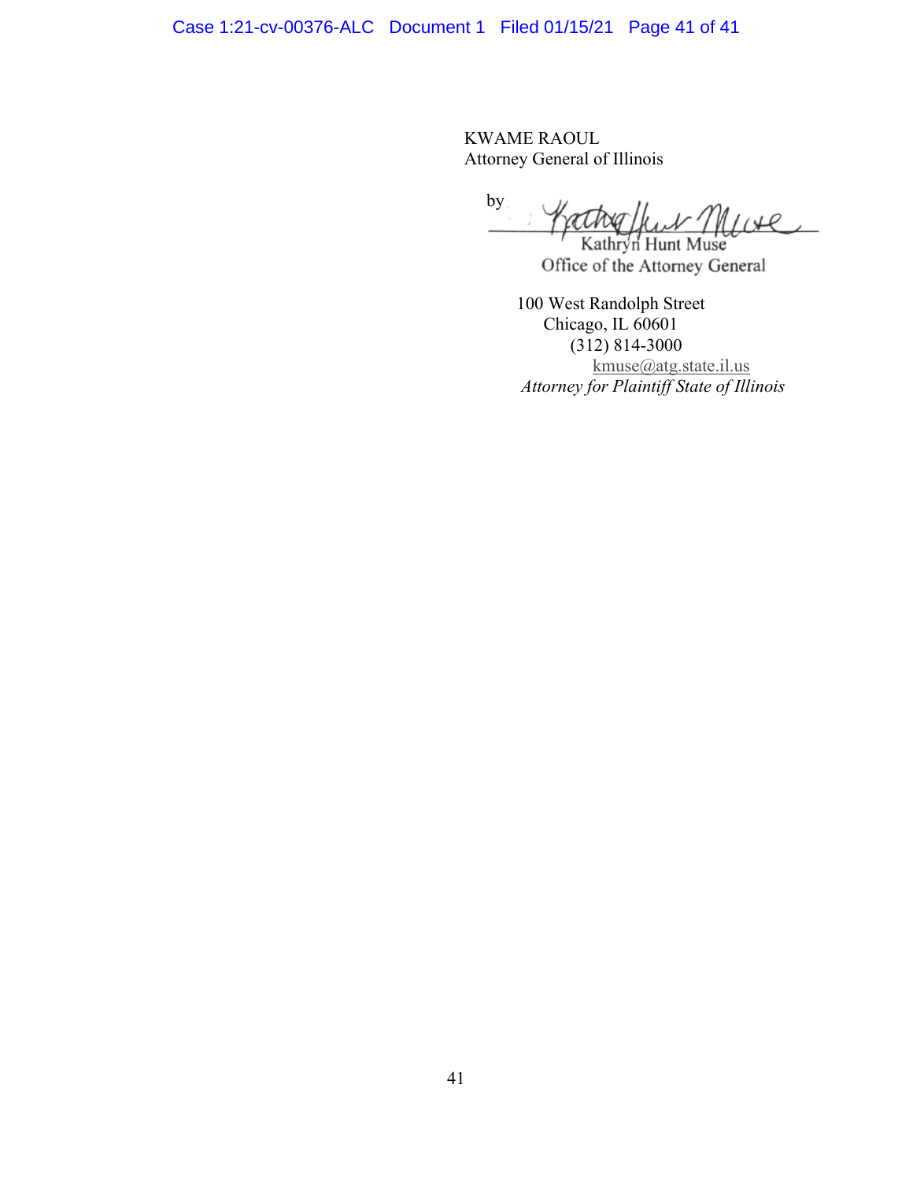KWAME RAOUL
Attorney General of Illinois

by /s/ Kathryn Hunt Muse
Kathryn Hunt Muse
Office of the Attorney General

100 West Randolph Street
Chicago, IL 60601
(312) 814-3000
kmuse@atg.state.il.us
*Attorney for Plaintiff State of Illinois*